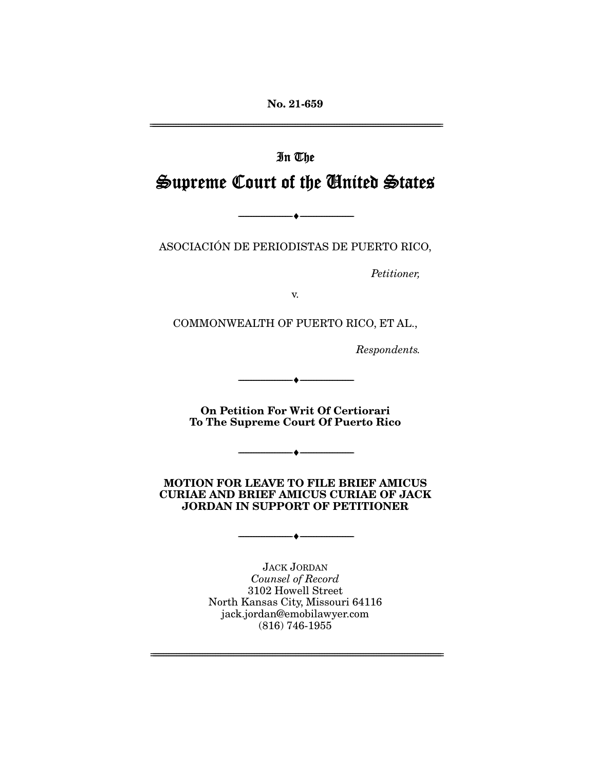**No. 21-659**

---

In The

# Supreme Court of the United States

---

ASOCIACIÓN DE PERIODISTAS DE PUERTO RICO,

*Petitioner,*

v.

COMMONWEALTH OF PUERTO RICO, ET AL.,

*Respondents.*

---

**On Petition For Writ Of Certiorari To The Supreme Court Of Puerto Rico**

---

**MOTION FOR LEAVE TO FILE BRIEF AMICUS CURIAE AND BRIEF AMICUS CURIAE OF JACK JORDAN IN SUPPORT OF PETITIONER**

---

JACK JORDAN
*Counsel of Record*
3102 Howell Street
North Kansas City, Missouri 64116
jack.jordan@emobilawyer.com
(816) 746-1955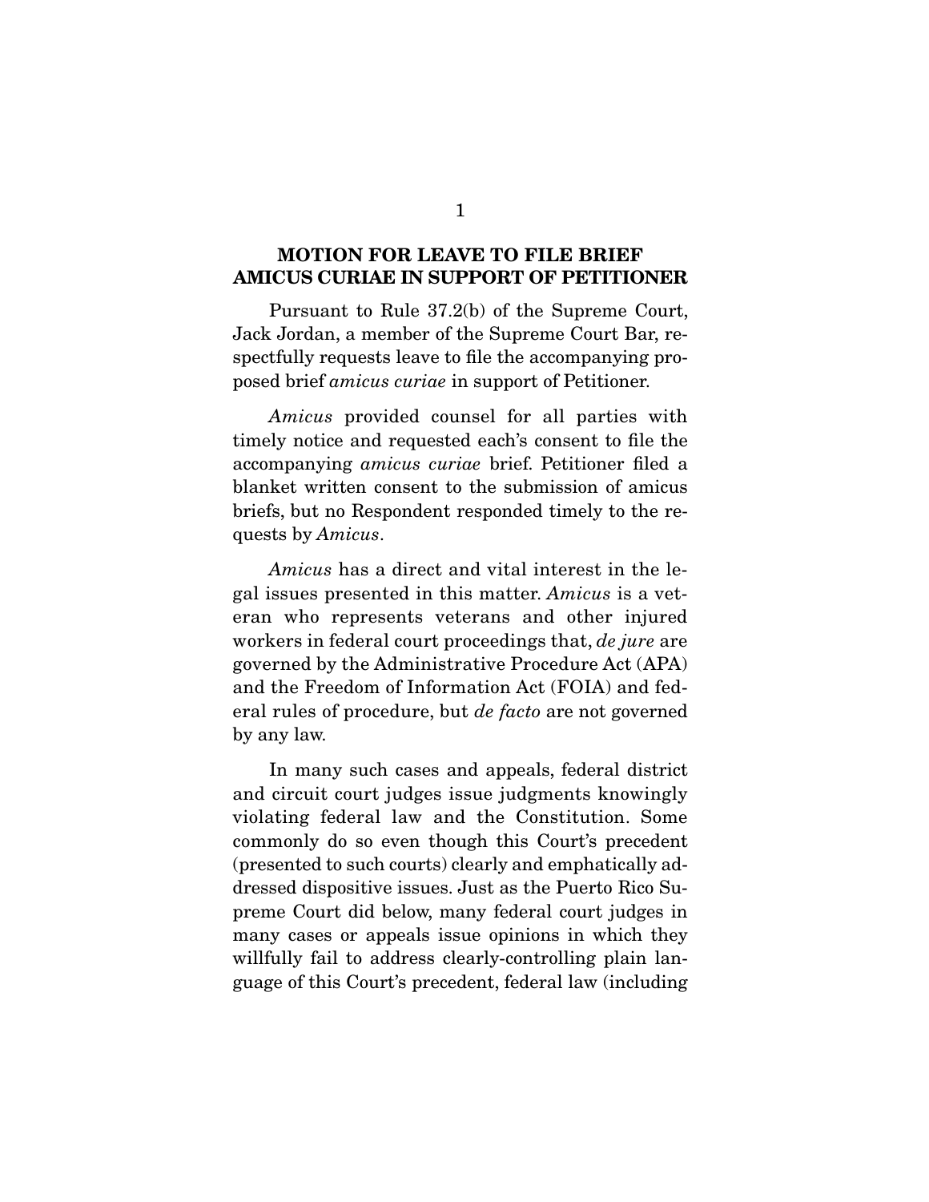## MOTION FOR LEAVE TO FILE BRIEF AMICUS CURIAE IN SUPPORT OF PETITIONER

Pursuant to Rule 37.2(b) of the Supreme Court, Jack Jordan, a member of the Supreme Court Bar, respectfully requests leave to file the accompanying proposed brief *amicus curiae* in support of Petitioner.

*Amicus* provided counsel for all parties with timely notice and requested each's consent to file the accompanying *amicus curiae* brief. Petitioner filed a blanket written consent to the submission of amicus briefs, but no Respondent responded timely to the requests by *Amicus*.

*Amicus* has a direct and vital interest in the legal issues presented in this matter. *Amicus* is a veteran who represents veterans and other injured workers in federal court proceedings that, *de jure* are governed by the Administrative Procedure Act (APA) and the Freedom of Information Act (FOIA) and federal rules of procedure, but *de facto* are not governed by any law.

In many such cases and appeals, federal district and circuit court judges issue judgments knowingly violating federal law and the Constitution. Some commonly do so even though this Court's precedent (presented to such courts) clearly and emphatically addressed dispositive issues. Just as the Puerto Rico Supreme Court did below, many federal court judges in many cases or appeals issue opinions in which they willfully fail to address clearly-controlling plain language of this Court's precedent, federal law (including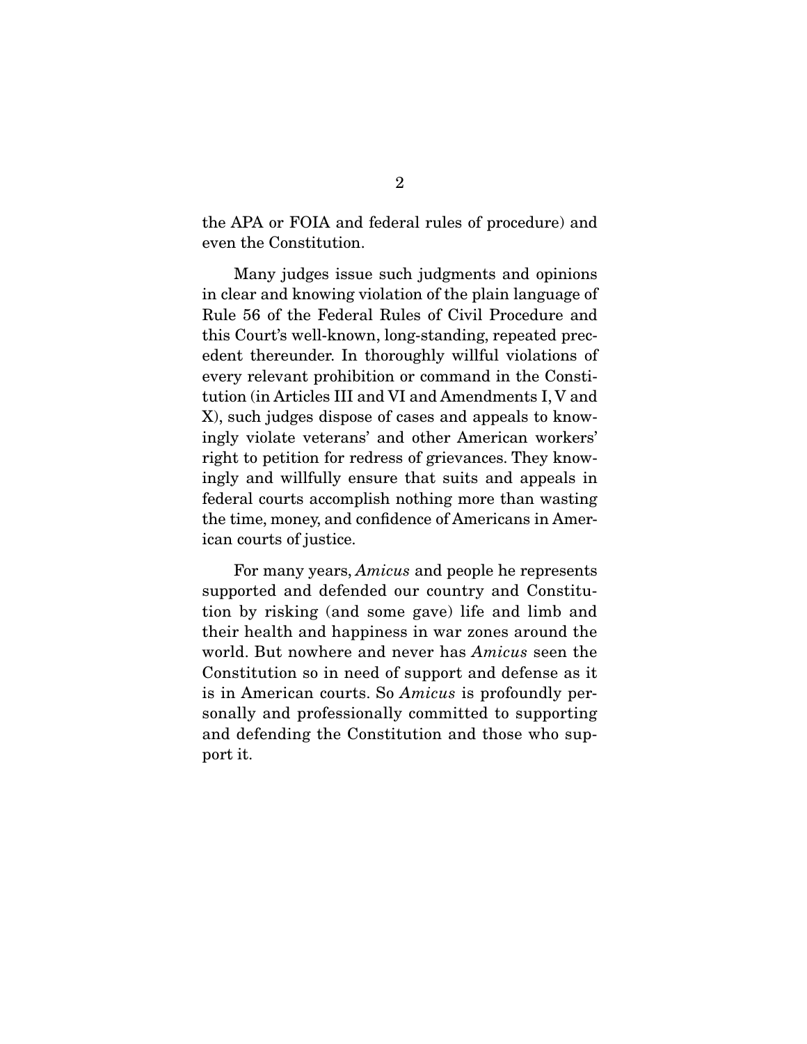the APA or FOIA and federal rules of procedure) and even the Constitution.

Many judges issue such judgments and opinions in clear and knowing violation of the plain language of Rule 56 of the Federal Rules of Civil Procedure and this Court's well-known, long-standing, repeated precedent thereunder. In thoroughly willful violations of every relevant prohibition or command in the Constitution (in Articles III and VI and Amendments I, V and X), such judges dispose of cases and appeals to knowingly violate veterans' and other American workers' right to petition for redress of grievances. They knowingly and willfully ensure that suits and appeals in federal courts accomplish nothing more than wasting the time, money, and confidence of Americans in American courts of justice.

For many years, *Amicus* and people he represents supported and defended our country and Constitution by risking (and some gave) life and limb and their health and happiness in war zones around the world. But nowhere and never has *Amicus* seen the Constitution so in need of support and defense as it is in American courts. So *Amicus* is profoundly personally and professionally committed to supporting and defending the Constitution and those who support it.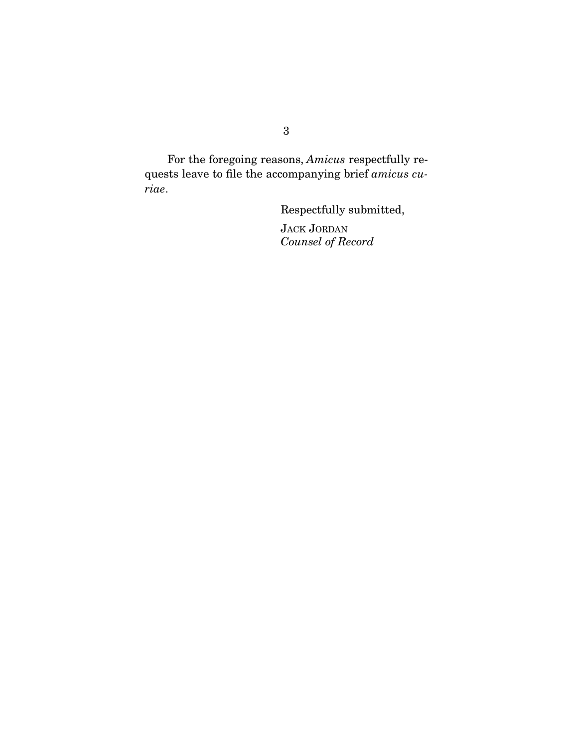For the foregoing reasons, *Amicus* respectfully requests leave to file the accompanying brief *amicus curiae*.

Respectfully submitted,

JACK JORDAN
*Counsel of Record*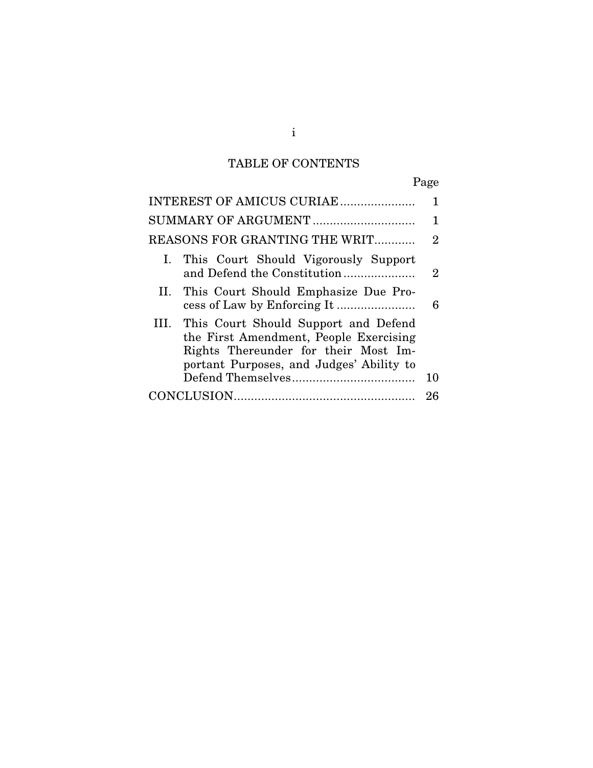## TABLE OF CONTENTS

| | Page |
|---|---|
| INTEREST OF AMICUS CURIAE | 1 |
| SUMMARY OF ARGUMENT | 1 |
| REASONS FOR GRANTING THE WRIT | 2 |
| I. This Court Should Vigorously Support and Defend the Constitution | 2 |
| II. This Court Should Emphasize Due Process of Law by Enforcing It | 6 |
| III. This Court Should Support and Defend the First Amendment, People Exercising Rights Thereunder for their Most Important Purposes, and Judges' Ability to Defend Themselves | 10 |
| CONCLUSION | 26 |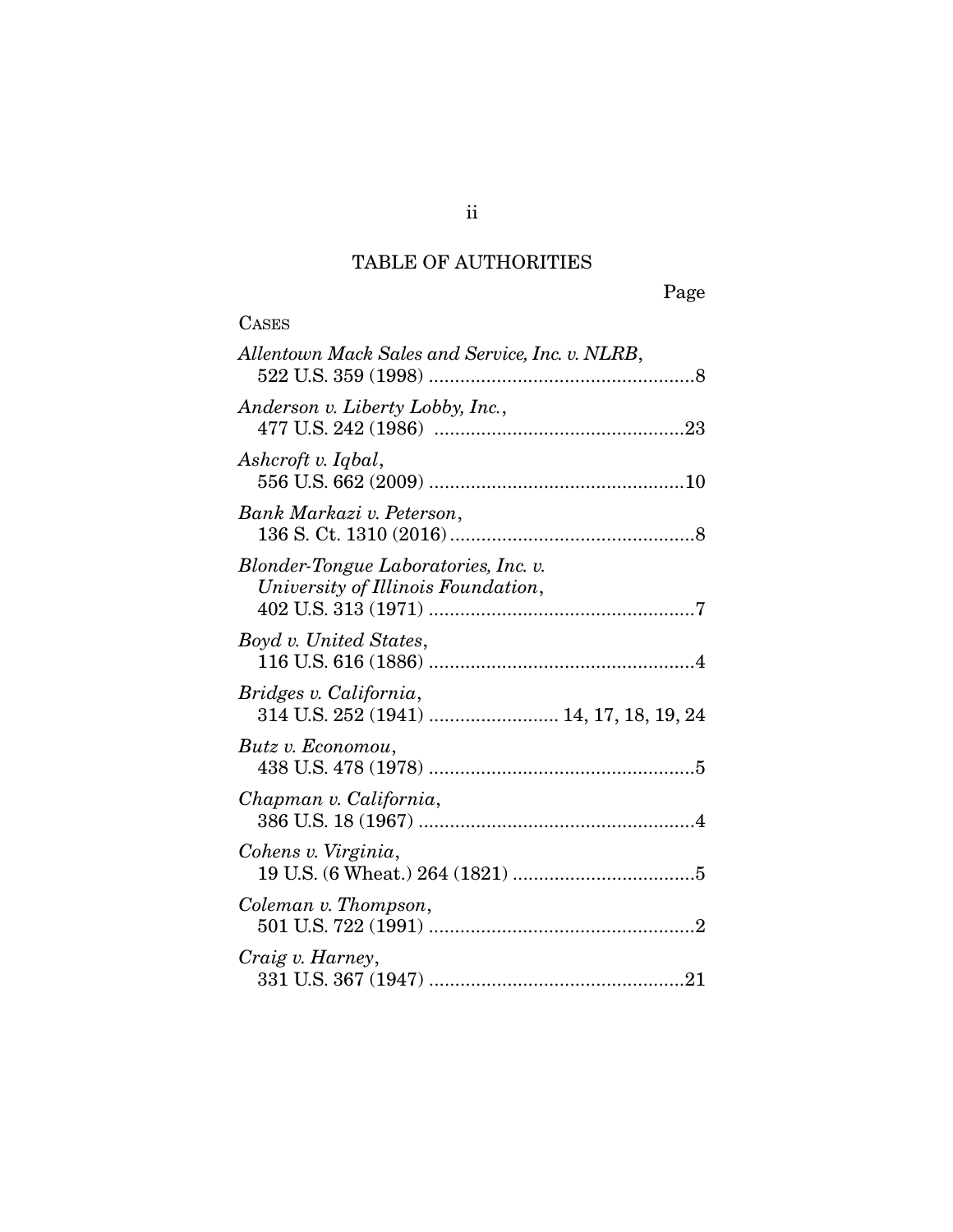# TABLE OF AUTHORITIES

Page

CASES

*Allentown Mack Sales and Service, Inc. v. NLRB*, 522 U.S. 359 (1998) ....................................................8

*Anderson v. Liberty Lobby, Inc.*, 477 U.S. 242 (1986) ................................................23

*Ashcroft v. Iqbal*, 556 U.S. 662 (2009) .................................................10

*Bank Markazi v. Peterson*, 136 S. Ct. 1310 (2016)...............................................8

*Blonder-Tongue Laboratories, Inc. v. University of Illinois Foundation*, 402 U.S. 313 (1971) ...................................................7

*Boyd v. United States*, 116 U.S. 616 (1886) ....................................................4

*Bridges v. California*, 314 U.S. 252 (1941) ......................... 14, 17, 18, 19, 24

*Butz v. Economou*, 438 U.S. 478 (1978) ....................................................5

*Chapman v. California*, 386 U.S. 18 (1967) ......................................................4

*Cohens v. Virginia*, 19 U.S. (6 Wheat.) 264 (1821) ...................................5

*Coleman v. Thompson*, 501 U.S. 722 (1991) ....................................................2

*Craig v. Harney*, 331 U.S. 367 (1947) .................................................21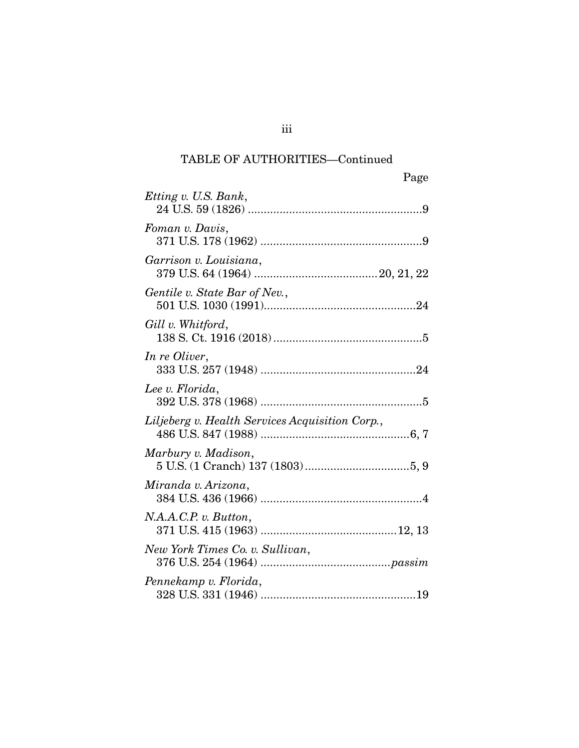TABLE OF AUTHORITIES—Continued

Page

*Etting v. U.S. Bank*,
24 U.S. 59 (1826) ........................................................9

*Foman v. Davis*,
371 U.S. 178 (1962) ....................................................9

*Garrison v. Louisiana*,
379 U.S. 64 (1964) ......................................20, 21, 22

*Gentile v. State Bar of Nev.*,
501 U.S. 1030 (1991)................................................24

*Gill v. Whitford*,
138 S. Ct. 1916 (2018) ...............................................5

*In re Oliver*,
333 U.S. 257 (1948) ..................................................24

*Lee v. Florida*,
392 U.S. 378 (1968) ....................................................5

*Liljeberg v. Health Services Acquisition Corp.*,
486 U.S. 847 (1988) ...............................................6, 7

*Marbury v. Madison*,
5 U.S. (1 Cranch) 137 (1803).................................5, 9

*Miranda v. Arizona*,
384 U.S. 436 (1966) ....................................................4

*N.A.A.C.P. v. Button*,
371 U.S. 415 (1963) ..........................................12, 13

*New York Times Co. v. Sullivan*,
376 U.S. 254 (1964) .........................................*passim*

*Pennekamp v. Florida*,
328 U.S. 331 (1946) ..................................................19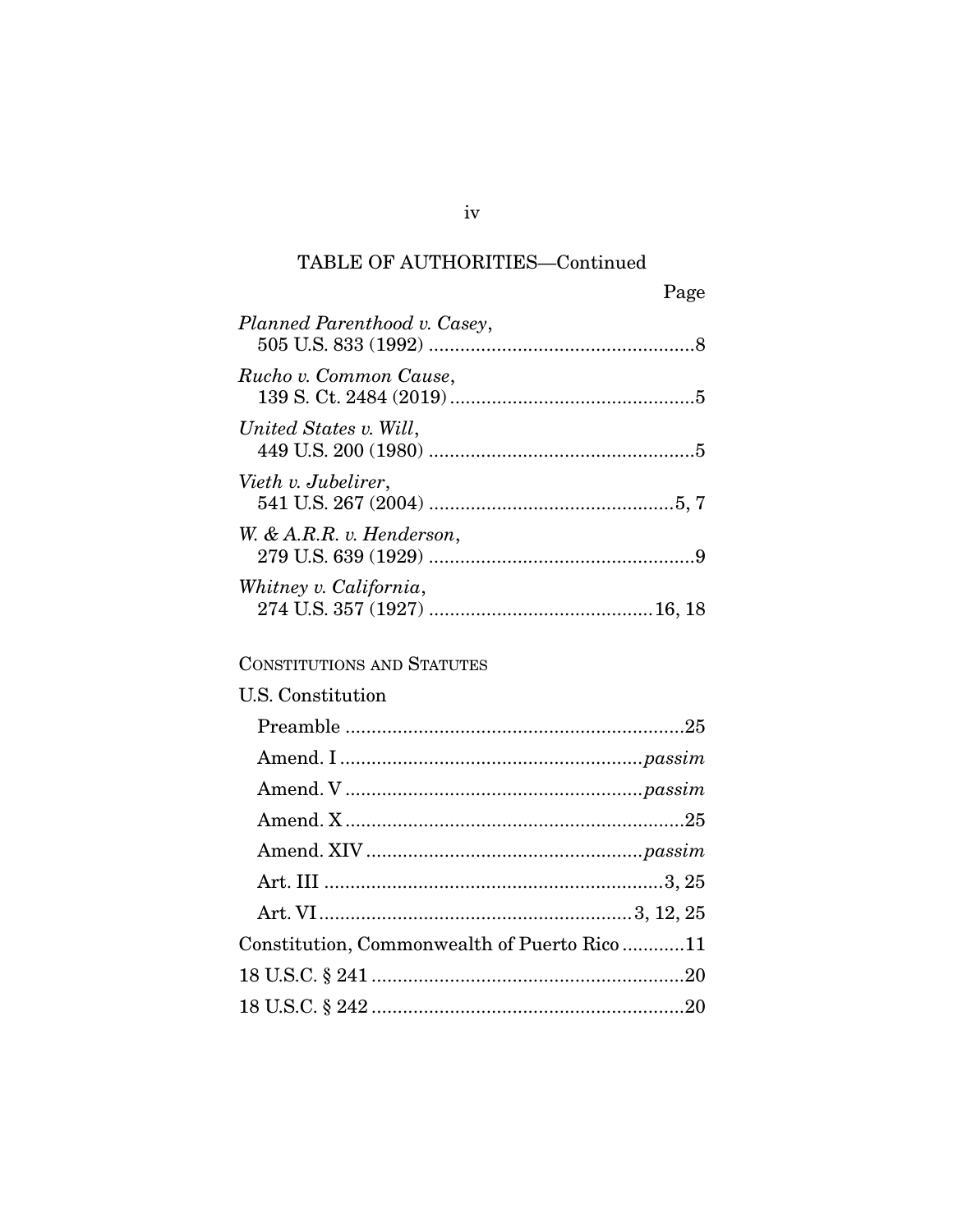TABLE OF AUTHORITIES—Continued

Page

*Planned Parenthood v. Casey*,
505 U.S. 833 (1992) ....................................................8

*Rucho v. Common Cause*,
139 S. Ct. 2484 (2019) ...............................................5

*United States v. Will*,
449 U.S. 200 (1980) ....................................................5

*Vieth v. Jubelirer*,
541 U.S. 267 (2004) ................................................5, 7

*W. & A.R.R. v. Henderson*,
279 U.S. 639 (1929) ....................................................9

*Whitney v. California*,
274 U.S. 357 (1927) ...........................................16, 18

CONSTITUTIONS AND STATUTES

U.S. Constitution

Preamble ..................................................................25

Amend. I .........................................................*passim*

Amend. V .........................................................*passim*

Amend. X .................................................................25

Amend. XIV .....................................................*passim*

Art. III ................................................................3, 25

Art. VI ...........................................................3, 12, 25

Constitution, Commonwealth of Puerto Rico ............11

18 U.S.C. § 241 ............................................................20

18 U.S.C. § 242 ............................................................20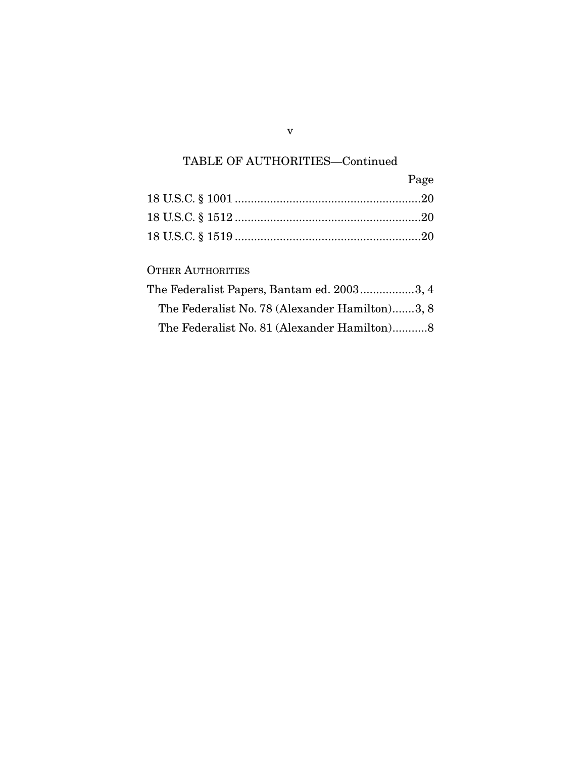## TABLE OF AUTHORITIES—Continued

| | Page |
|---|---|
| 18 U.S.C. § 1001 | 20 |
| 18 U.S.C. § 1512 | 20 |
| 18 U.S.C. § 1519 | 20 |

OTHER AUTHORITIES

| | |
|---|---|
| The Federalist Papers, Bantam ed. 2003 | 3, 4 |
| The Federalist No. 78 (Alexander Hamilton) | 3, 8 |
| The Federalist No. 81 (Alexander Hamilton) | 8 |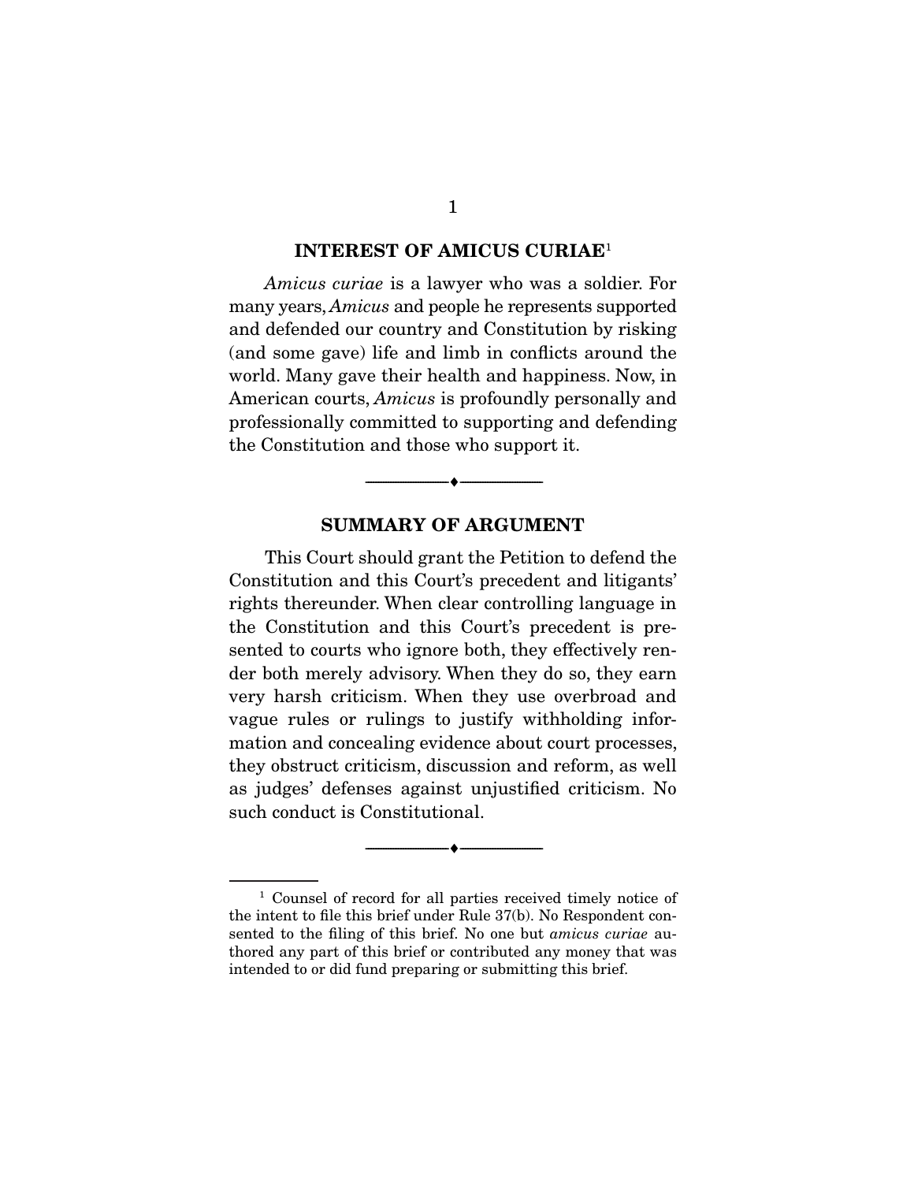## INTEREST OF AMICUS CURIAE[1]

*Amicus curiae* is a lawyer who was a soldier. For many years, *Amicus* and people he represents supported and defended our country and Constitution by risking (and some gave) life and limb in conflicts around the world. Many gave their health and happiness. Now, in American courts, *Amicus* is profoundly personally and professionally committed to supporting and defending the Constitution and those who support it.

---

## SUMMARY OF ARGUMENT

This Court should grant the Petition to defend the Constitution and this Court's precedent and litigants' rights thereunder. When clear controlling language in the Constitution and this Court's precedent is presented to courts who ignore both, they effectively render both merely advisory. When they do so, they earn very harsh criticism. When they use overbroad and vague rules or rulings to justify withholding information and concealing evidence about court processes, they obstruct criticism, discussion and reform, as well as judges' defenses against unjustified criticism. No such conduct is Constitutional.

---

[1] Counsel of record for all parties received timely notice of the intent to file this brief under Rule 37(b). No Respondent consented to the filing of this brief. No one but *amicus curiae* authored any part of this brief or contributed any money that was intended to or did fund preparing or submitting this brief.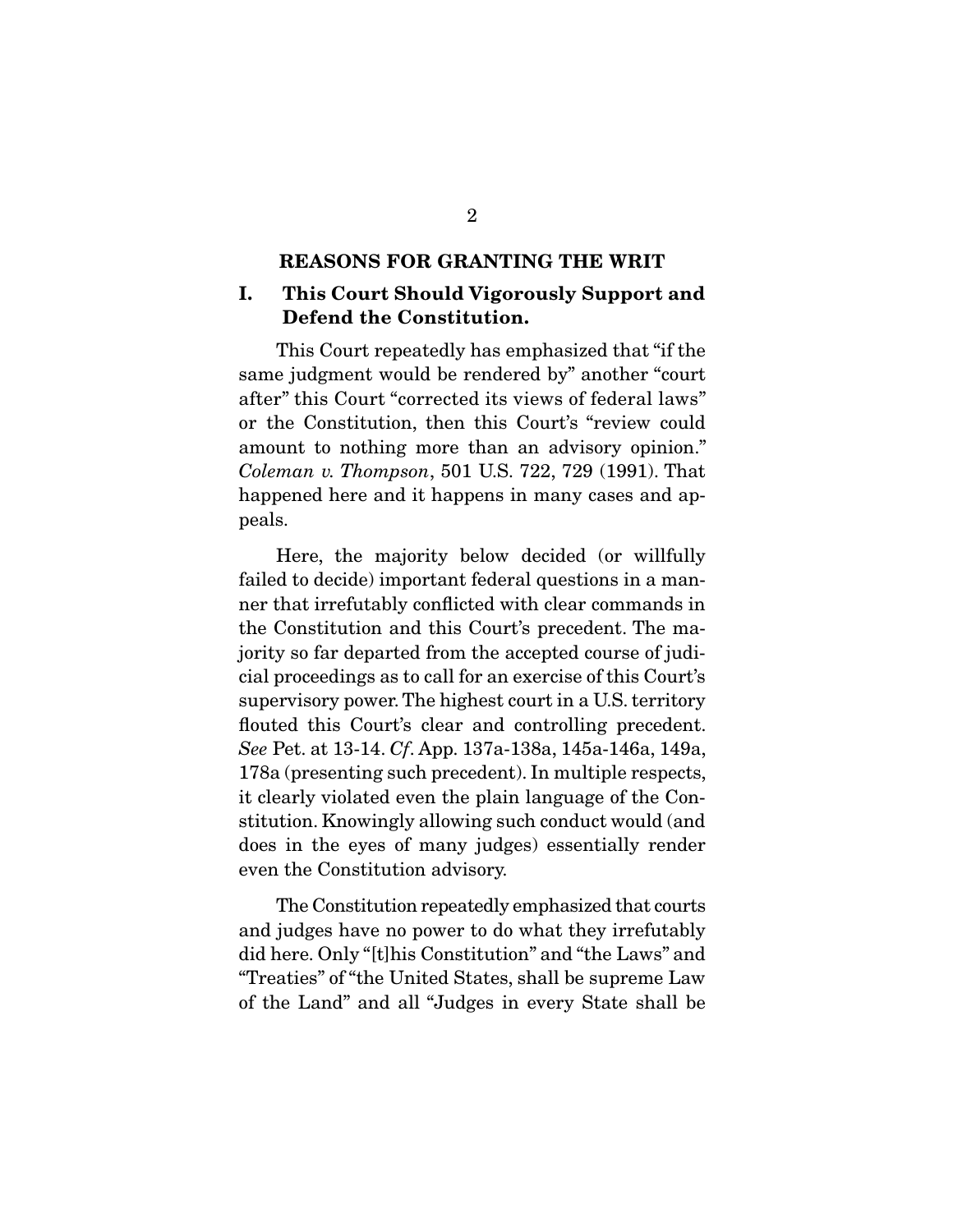## REASONS FOR GRANTING THE WRIT

### I. This Court Should Vigorously Support and Defend the Constitution.

This Court repeatedly has emphasized that "if the same judgment would be rendered by" another "court after" this Court "corrected its views of federal laws" or the Constitution, then this Court's "review could amount to nothing more than an advisory opinion." *Coleman v. Thompson*, 501 U.S. 722, 729 (1991). That happened here and it happens in many cases and appeals.

Here, the majority below decided (or willfully failed to decide) important federal questions in a manner that irrefutably conflicted with clear commands in the Constitution and this Court's precedent. The majority so far departed from the accepted course of judicial proceedings as to call for an exercise of this Court's supervisory power. The highest court in a U.S. territory flouted this Court's clear and controlling precedent. *See* Pet. at 13-14. *Cf*. App. 137a-138a, 145a-146a, 149a, 178a (presenting such precedent). In multiple respects, it clearly violated even the plain language of the Constitution. Knowingly allowing such conduct would (and does in the eyes of many judges) essentially render even the Constitution advisory.

The Constitution repeatedly emphasized that courts and judges have no power to do what they irrefutably did here. Only "[t]his Constitution" and "the Laws" and "Treaties" of "the United States, shall be supreme Law of the Land" and all "Judges in every State shall be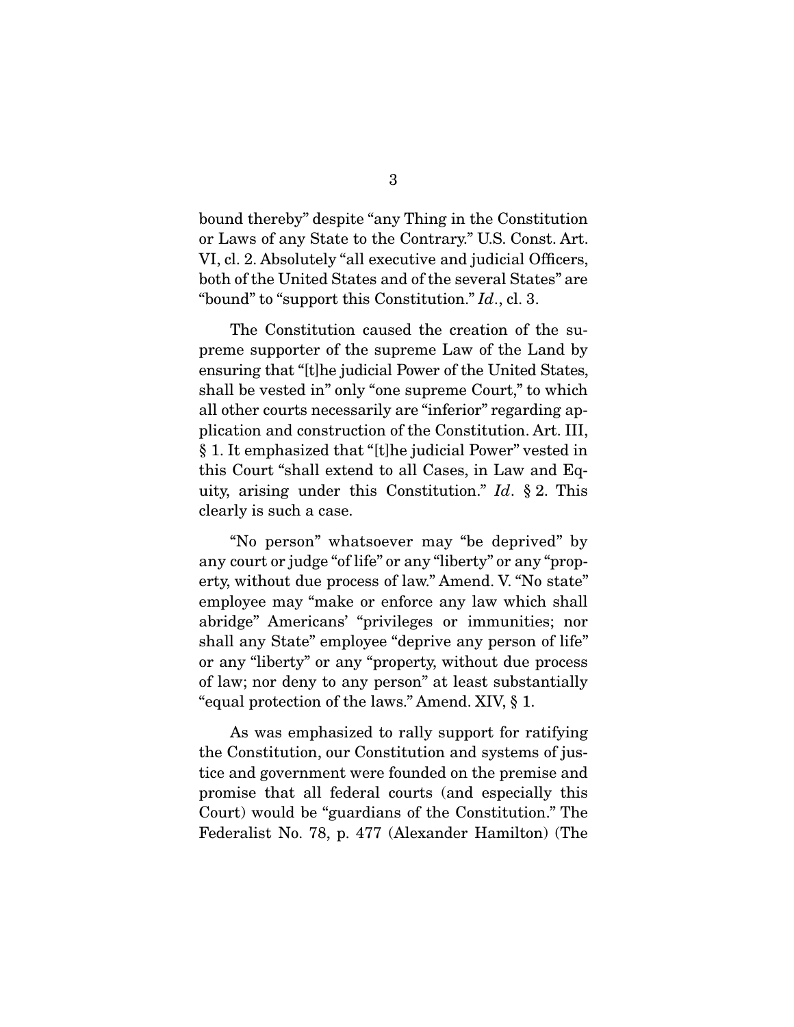bound thereby" despite "any Thing in the Constitution or Laws of any State to the Contrary." U.S. Const. Art. VI, cl. 2. Absolutely "all executive and judicial Officers, both of the United States and of the several States" are "bound" to "support this Constitution." *Id*., cl. 3.

The Constitution caused the creation of the supreme supporter of the supreme Law of the Land by ensuring that "[t]he judicial Power of the United States, shall be vested in" only "one supreme Court," to which all other courts necessarily are "inferior" regarding application and construction of the Constitution. Art. III, § 1. It emphasized that "[t]he judicial Power" vested in this Court "shall extend to all Cases, in Law and Equity, arising under this Constitution." *Id*. § 2. This clearly is such a case.

"No person" whatsoever may "be deprived" by any court or judge "of life" or any "liberty" or any "property, without due process of law." Amend. V. "No state" employee may "make or enforce any law which shall abridge" Americans' "privileges or immunities; nor shall any State" employee "deprive any person of life" or any "liberty" or any "property, without due process of law; nor deny to any person" at least substantially "equal protection of the laws." Amend. XIV, § 1.

As was emphasized to rally support for ratifying the Constitution, our Constitution and systems of justice and government were founded on the premise and promise that all federal courts (and especially this Court) would be "guardians of the Constitution." The Federalist No. 78, p. 477 (Alexander Hamilton) (The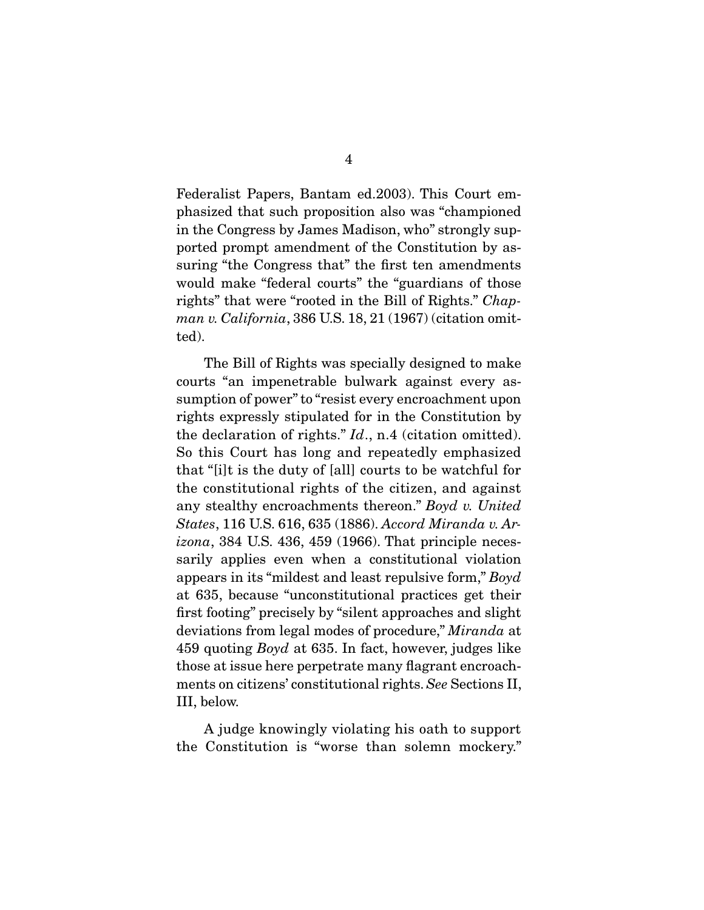Federalist Papers, Bantam ed.2003). This Court emphasized that such proposition also was "championed in the Congress by James Madison, who" strongly supported prompt amendment of the Constitution by assuring "the Congress that" the first ten amendments would make "federal courts" the "guardians of those rights" that were "rooted in the Bill of Rights." *Chapman v. California*, 386 U.S. 18, 21 (1967) (citation omitted).

The Bill of Rights was specially designed to make courts "an impenetrable bulwark against every assumption of power" to "resist every encroachment upon rights expressly stipulated for in the Constitution by the declaration of rights." *Id*., n.4 (citation omitted). So this Court has long and repeatedly emphasized that "[i]t is the duty of [all] courts to be watchful for the constitutional rights of the citizen, and against any stealthy encroachments thereon." *Boyd v. United States*, 116 U.S. 616, 635 (1886). *Accord Miranda v. Arizona*, 384 U.S. 436, 459 (1966). That principle necessarily applies even when a constitutional violation appears in its "mildest and least repulsive form," *Boyd* at 635, because "unconstitutional practices get their first footing" precisely by "silent approaches and slight deviations from legal modes of procedure," *Miranda* at 459 quoting *Boyd* at 635. In fact, however, judges like those at issue here perpetrate many flagrant encroachments on citizens' constitutional rights. *See* Sections II, III, below.

A judge knowingly violating his oath to support the Constitution is "worse than solemn mockery."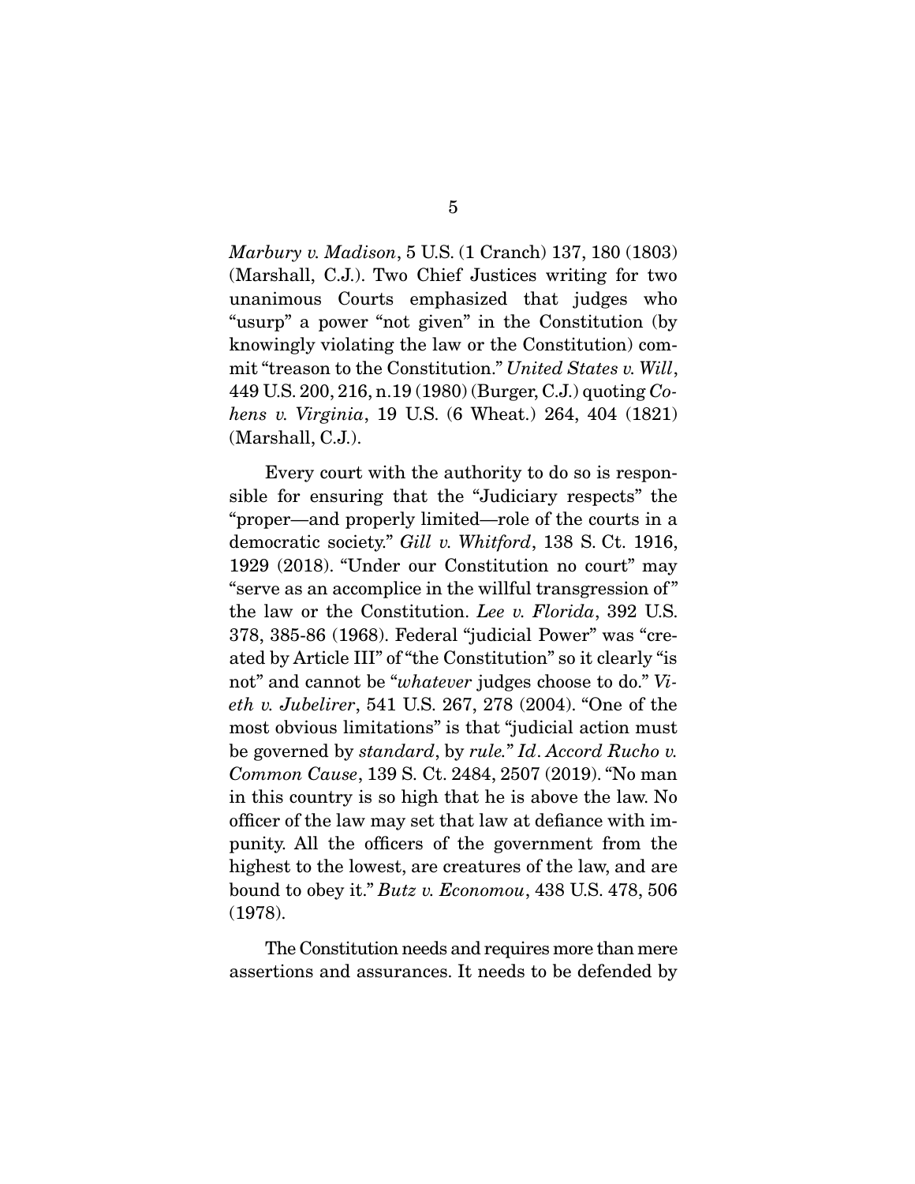*Marbury v. Madison*, 5 U.S. (1 Cranch) 137, 180 (1803) (Marshall, C.J.). Two Chief Justices writing for two unanimous Courts emphasized that judges who "usurp" a power "not given" in the Constitution (by knowingly violating the law or the Constitution) commit "treason to the Constitution." *United States v. Will*, 449 U.S. 200, 216, n.19 (1980) (Burger, C.J.) quoting *Cohens v. Virginia*, 19 U.S. (6 Wheat.) 264, 404 (1821) (Marshall, C.J.).

Every court with the authority to do so is responsible for ensuring that the "Judiciary respects" the "proper—and properly limited—role of the courts in a democratic society." *Gill v. Whitford*, 138 S. Ct. 1916, 1929 (2018). "Under our Constitution no court" may "serve as an accomplice in the willful transgression of" the law or the Constitution. *Lee v. Florida*, 392 U.S. 378, 385-86 (1968). Federal "judicial Power" was "created by Article III" of "the Constitution" so it clearly "is not" and cannot be "*whatever* judges choose to do." *Vieth v. Jubelirer*, 541 U.S. 267, 278 (2004). "One of the most obvious limitations" is that "judicial action must be governed by *standard*, by *rule*." *Id*. *Accord Rucho v. Common Cause*, 139 S. Ct. 2484, 2507 (2019). "No man in this country is so high that he is above the law. No officer of the law may set that law at defiance with impunity. All the officers of the government from the highest to the lowest, are creatures of the law, and are bound to obey it." *Butz v. Economou*, 438 U.S. 478, 506 (1978).

The Constitution needs and requires more than mere assertions and assurances. It needs to be defended by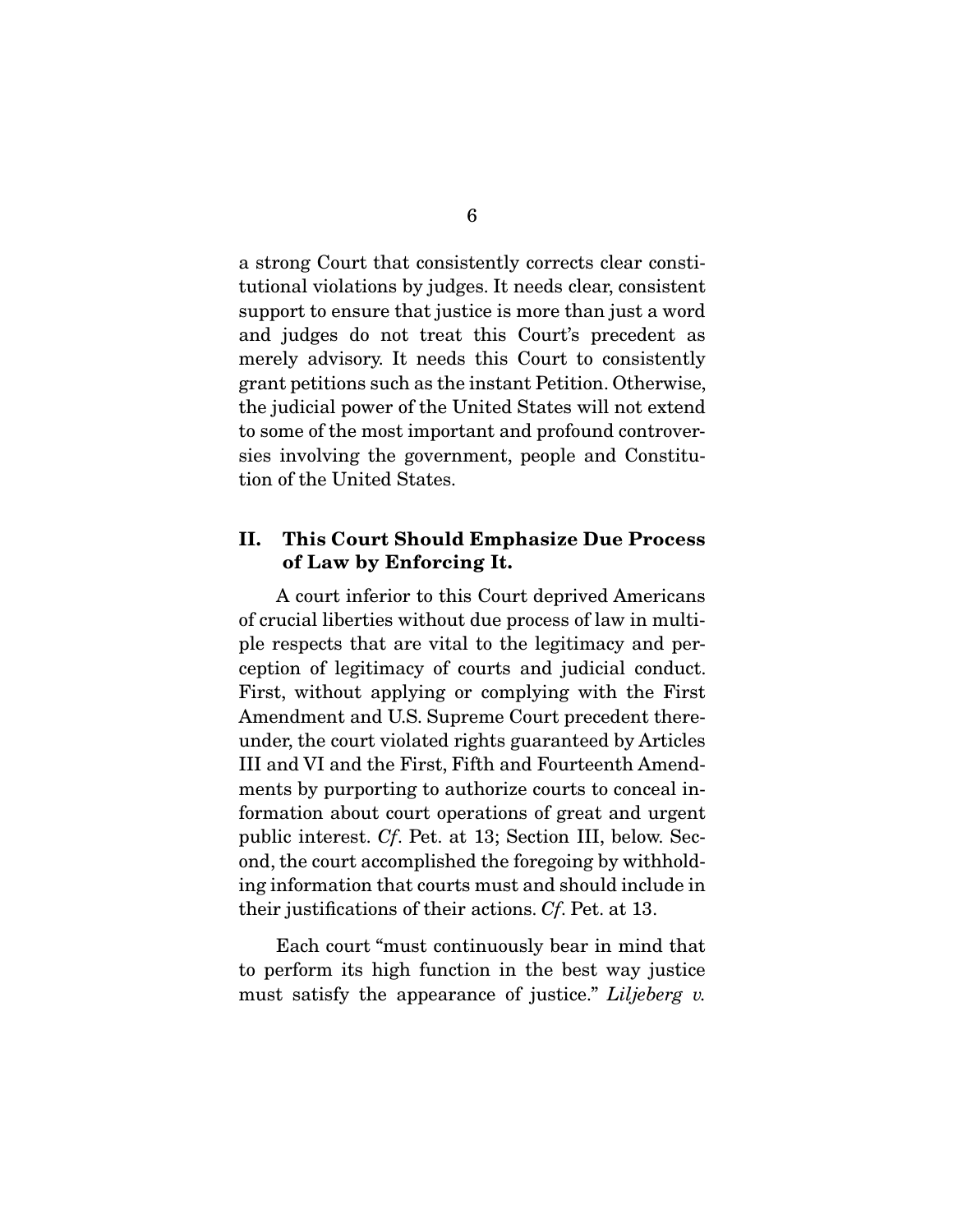a strong Court that consistently corrects clear constitutional violations by judges. It needs clear, consistent support to ensure that justice is more than just a word and judges do not treat this Court's precedent as merely advisory. It needs this Court to consistently grant petitions such as the instant Petition. Otherwise, the judicial power of the United States will not extend to some of the most important and profound controversies involving the government, people and Constitution of the United States.

## II. This Court Should Emphasize Due Process of Law by Enforcing It.

A court inferior to this Court deprived Americans of crucial liberties without due process of law in multiple respects that are vital to the legitimacy and perception of legitimacy of courts and judicial conduct. First, without applying or complying with the First Amendment and U.S. Supreme Court precedent thereunder, the court violated rights guaranteed by Articles III and VI and the First, Fifth and Fourteenth Amendments by purporting to authorize courts to conceal information about court operations of great and urgent public interest. *Cf*. Pet. at 13; Section III, below. Second, the court accomplished the foregoing by withholding information that courts must and should include in their justifications of their actions. *Cf*. Pet. at 13.

Each court "must continuously bear in mind that to perform its high function in the best way justice must satisfy the appearance of justice." *Liljeberg v.*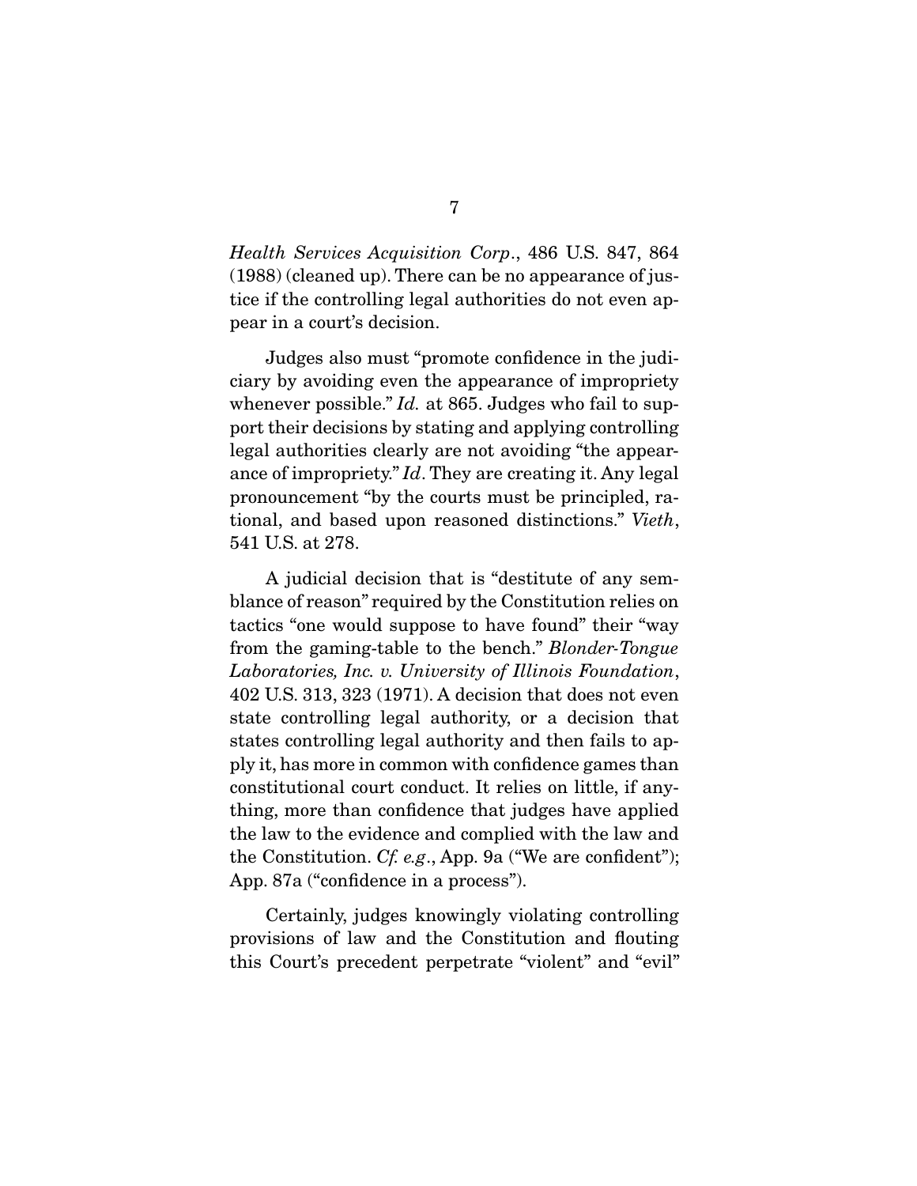*Health Services Acquisition Corp*., 486 U.S. 847, 864 (1988) (cleaned up). There can be no appearance of justice if the controlling legal authorities do not even appear in a court's decision.

Judges also must "promote confidence in the judiciary by avoiding even the appearance of impropriety whenever possible." *Id.* at 865. Judges who fail to support their decisions by stating and applying controlling legal authorities clearly are not avoiding "the appearance of impropriety." *Id*. They are creating it. Any legal pronouncement "by the courts must be principled, rational, and based upon reasoned distinctions." *Vieth*, 541 U.S. at 278.

A judicial decision that is "destitute of any semblance of reason" required by the Constitution relies on tactics "one would suppose to have found" their "way from the gaming-table to the bench." *Blonder-Tongue Laboratories, Inc. v. University of Illinois Foundation*, 402 U.S. 313, 323 (1971). A decision that does not even state controlling legal authority, or a decision that states controlling legal authority and then fails to apply it, has more in common with confidence games than constitutional court conduct. It relies on little, if anything, more than confidence that judges have applied the law to the evidence and complied with the law and the Constitution. *Cf. e.g*., App. 9a ("We are confident"); App. 87a ("confidence in a process").

Certainly, judges knowingly violating controlling provisions of law and the Constitution and flouting this Court's precedent perpetrate "violent" and "evil"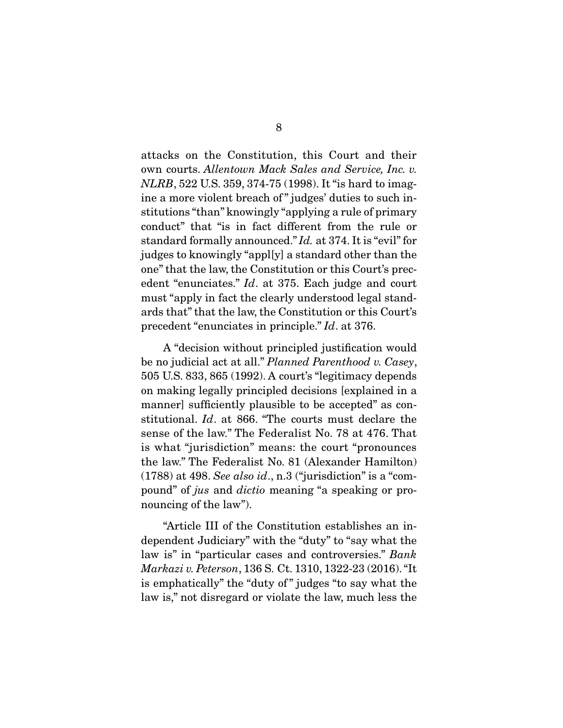attacks on the Constitution, this Court and their own courts. *Allentown Mack Sales and Service, Inc. v. NLRB*, 522 U.S. 359, 374-75 (1998). It "is hard to imagine a more violent breach of" judges' duties to such institutions "than" knowingly "applying a rule of primary conduct" that "is in fact different from the rule or standard formally announced." *Id.* at 374. It is "evil" for judges to knowingly "appl[y] a standard other than the one" that the law, the Constitution or this Court's precedent "enunciates." *Id*. at 375. Each judge and court must "apply in fact the clearly understood legal standards that" that the law, the Constitution or this Court's precedent "enunciates in principle." *Id*. at 376.

A "decision without principled justification would be no judicial act at all." *Planned Parenthood v. Casey*, 505 U.S. 833, 865 (1992). A court's "legitimacy depends on making legally principled decisions [explained in a manner] sufficiently plausible to be accepted" as constitutional. *Id*. at 866. "The courts must declare the sense of the law." The Federalist No. 78 at 476. That is what "jurisdiction" means: the court "pronounces the law." The Federalist No. 81 (Alexander Hamilton) (1788) at 498. *See also id*., n.3 ("jurisdiction" is a "compound" of *jus* and *dictio* meaning "a speaking or pronouncing of the law").

"Article III of the Constitution establishes an independent Judiciary" with the "duty" to "say what the law is" in "particular cases and controversies." *Bank Markazi v. Peterson*, 136 S. Ct. 1310, 1322-23 (2016). "It is emphatically" the "duty of" judges "to say what the law is," not disregard or violate the law, much less the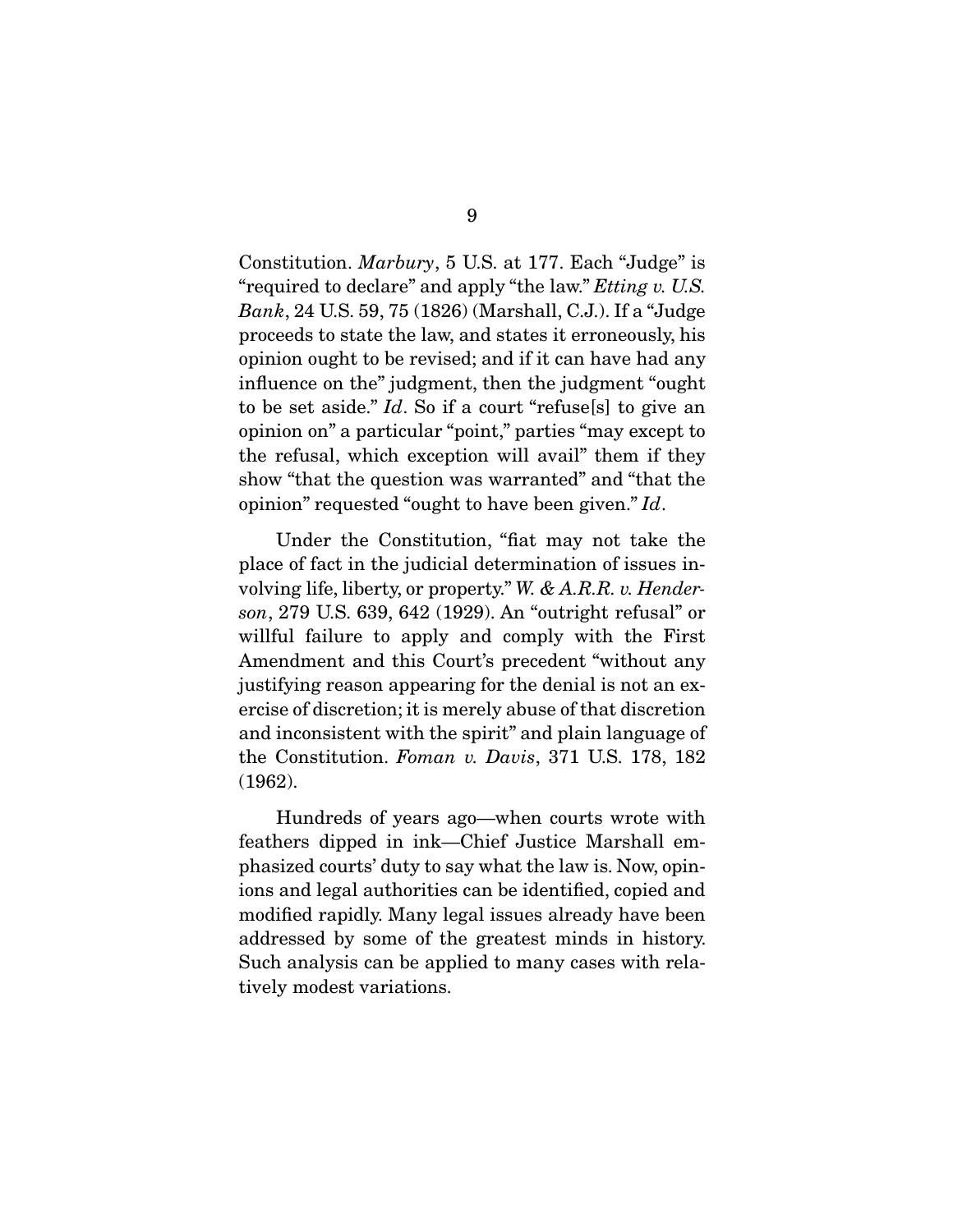Constitution. *Marbury*, 5 U.S. at 177. Each "Judge" is "required to declare" and apply "the law." *Etting v. U.S. Bank*, 24 U.S. 59, 75 (1826) (Marshall, C.J.). If a "Judge proceeds to state the law, and states it erroneously, his opinion ought to be revised; and if it can have had any influence on the" judgment, then the judgment "ought to be set aside." *Id*. So if a court "refuse[s] to give an opinion on" a particular "point," parties "may except to the refusal, which exception will avail" them if they show "that the question was warranted" and "that the opinion" requested "ought to have been given." *Id*.

Under the Constitution, "fiat may not take the place of fact in the judicial determination of issues involving life, liberty, or property." *W. & A.R.R. v. Henderson*, 279 U.S. 639, 642 (1929). An "outright refusal" or willful failure to apply and comply with the First Amendment and this Court's precedent "without any justifying reason appearing for the denial is not an exercise of discretion; it is merely abuse of that discretion and inconsistent with the spirit" and plain language of the Constitution. *Foman v. Davis*, 371 U.S. 178, 182 (1962).

Hundreds of years ago—when courts wrote with feathers dipped in ink—Chief Justice Marshall emphasized courts' duty to say what the law is. Now, opinions and legal authorities can be identified, copied and modified rapidly. Many legal issues already have been addressed by some of the greatest minds in history. Such analysis can be applied to many cases with relatively modest variations.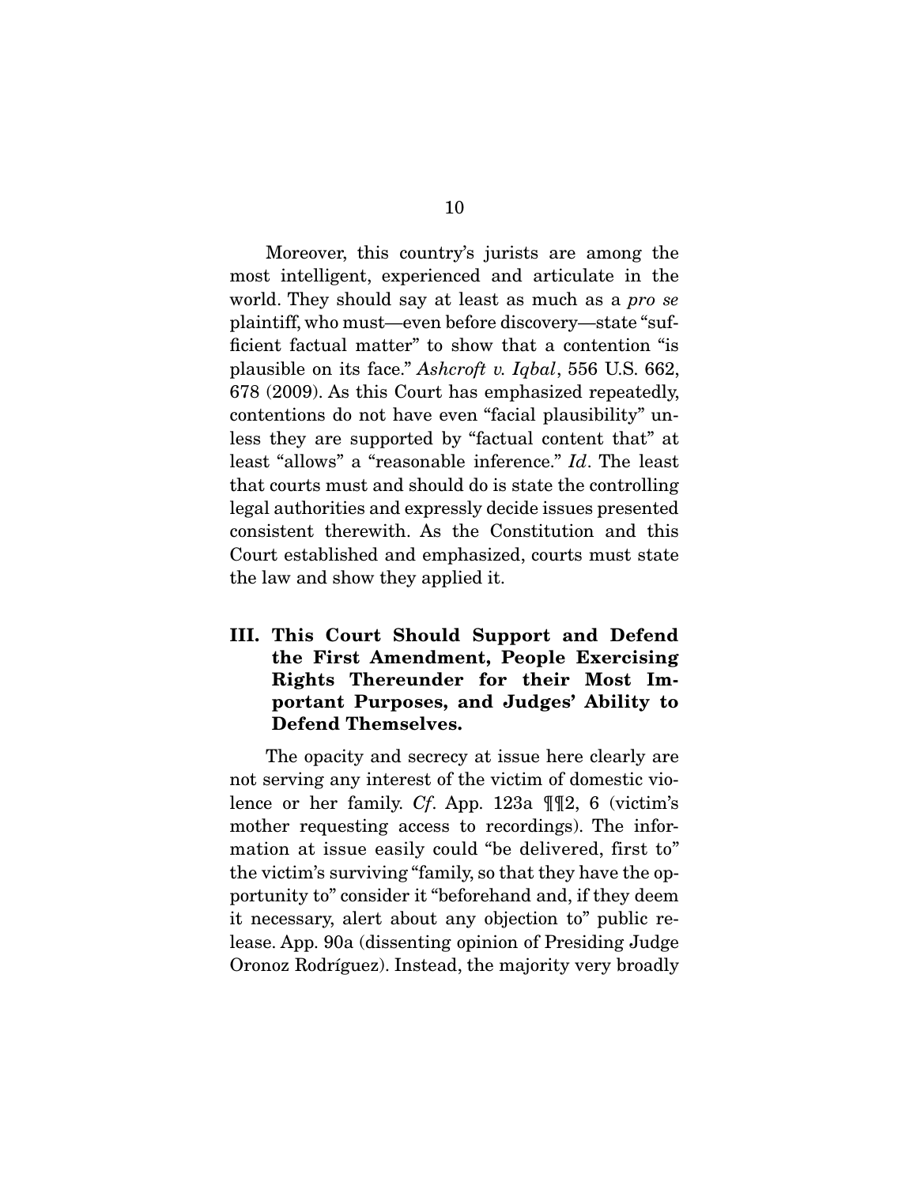Moreover, this country's jurists are among the most intelligent, experienced and articulate in the world. They should say at least as much as a *pro se* plaintiff, who must—even before discovery—state "sufficient factual matter" to show that a contention "is plausible on its face." *Ashcroft v. Iqbal*, 556 U.S. 662, 678 (2009). As this Court has emphasized repeatedly, contentions do not have even "facial plausibility" unless they are supported by "factual content that" at least "allows" a "reasonable inference." *Id*. The least that courts must and should do is state the controlling legal authorities and expressly decide issues presented consistent therewith. As the Constitution and this Court established and emphasized, courts must state the law and show they applied it.

## III. This Court Should Support and Defend the First Amendment, People Exercising Rights Thereunder for their Most Important Purposes, and Judges' Ability to Defend Themselves.

The opacity and secrecy at issue here clearly are not serving any interest of the victim of domestic violence or her family. *Cf*. App. 123a ¶¶2, 6 (victim's mother requesting access to recordings). The information at issue easily could "be delivered, first to" the victim's surviving "family, so that they have the opportunity to" consider it "beforehand and, if they deem it necessary, alert about any objection to" public release. App. 90a (dissenting opinion of Presiding Judge Oronoz Rodríguez). Instead, the majority very broadly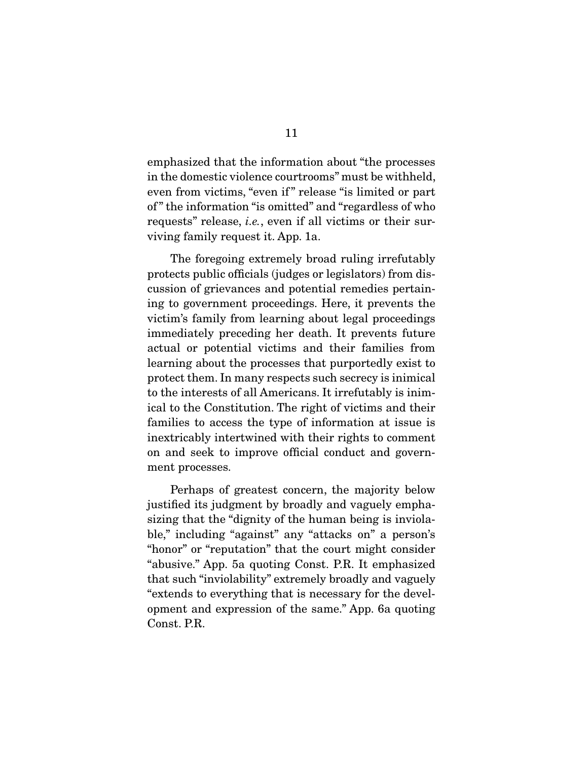emphasized that the information about "the processes in the domestic violence courtrooms" must be withheld, even from victims, "even if" release "is limited or part of" the information "is omitted" and "regardless of who requests" release, *i.e.*, even if all victims or their surviving family request it. App. 1a.

The foregoing extremely broad ruling irrefutably protects public officials (judges or legislators) from discussion of grievances and potential remedies pertaining to government proceedings. Here, it prevents the victim's family from learning about legal proceedings immediately preceding her death. It prevents future actual or potential victims and their families from learning about the processes that purportedly exist to protect them. In many respects such secrecy is inimical to the interests of all Americans. It irrefutably is inimical to the Constitution. The right of victims and their families to access the type of information at issue is inextricably intertwined with their rights to comment on and seek to improve official conduct and government processes.

Perhaps of greatest concern, the majority below justified its judgment by broadly and vaguely emphasizing that the "dignity of the human being is inviolable," including "against" any "attacks on" a person's "honor" or "reputation" that the court might consider "abusive." App. 5a quoting Const. P.R. It emphasized that such "inviolability" extremely broadly and vaguely "extends to everything that is necessary for the development and expression of the same." App. 6a quoting Const. P.R.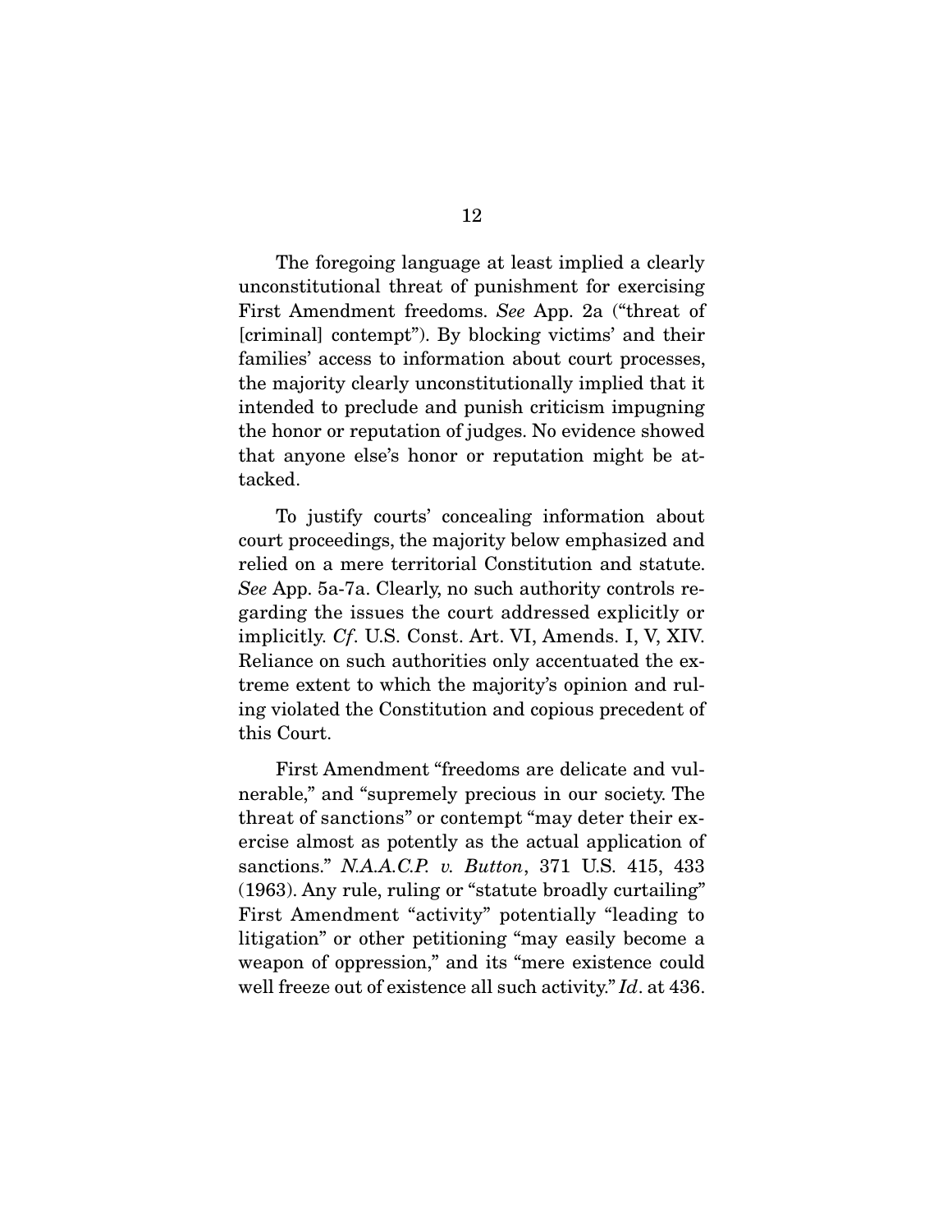The foregoing language at least implied a clearly unconstitutional threat of punishment for exercising First Amendment freedoms. *See* App. 2a ("threat of [criminal] contempt"). By blocking victims' and their families' access to information about court processes, the majority clearly unconstitutionally implied that it intended to preclude and punish criticism impugning the honor or reputation of judges. No evidence showed that anyone else's honor or reputation might be attacked.

To justify courts' concealing information about court proceedings, the majority below emphasized and relied on a mere territorial Constitution and statute. *See* App. 5a-7a. Clearly, no such authority controls regarding the issues the court addressed explicitly or implicitly. *Cf*. U.S. Const. Art. VI, Amends. I, V, XIV. Reliance on such authorities only accentuated the extreme extent to which the majority's opinion and ruling violated the Constitution and copious precedent of this Court.

First Amendment "freedoms are delicate and vulnerable," and "supremely precious in our society. The threat of sanctions" or contempt "may deter their exercise almost as potently as the actual application of sanctions." *N.A.A.C.P. v. Button*, 371 U.S. 415, 433 (1963). Any rule, ruling or "statute broadly curtailing" First Amendment "activity" potentially "leading to litigation" or other petitioning "may easily become a weapon of oppression," and its "mere existence could well freeze out of existence all such activity." *Id*. at 436.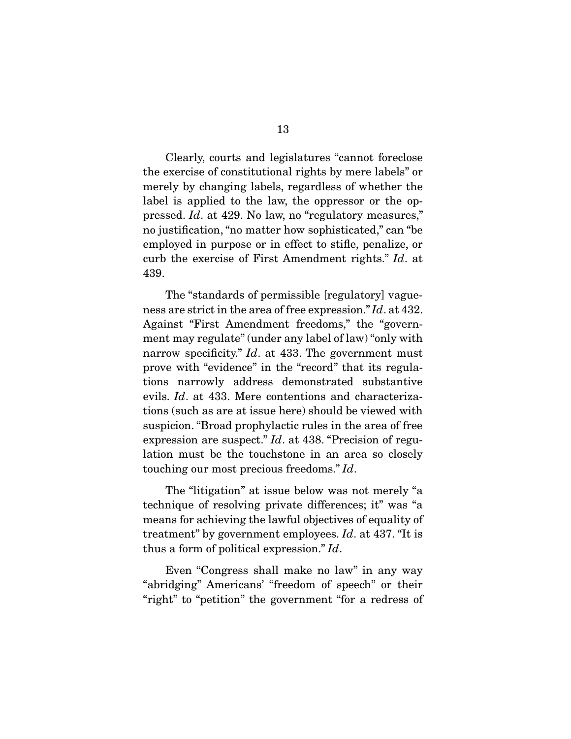Clearly, courts and legislatures "cannot foreclose the exercise of constitutional rights by mere labels" or merely by changing labels, regardless of whether the label is applied to the law, the oppressor or the oppressed. *Id*. at 429. No law, no "regulatory measures," no justification, "no matter how sophisticated," can "be employed in purpose or in effect to stifle, penalize, or curb the exercise of First Amendment rights." *Id*. at 439.

The "standards of permissible [regulatory] vagueness are strict in the area of free expression." *Id*. at 432. Against "First Amendment freedoms," the "government may regulate" (under any label of law) "only with narrow specificity." *Id*. at 433. The government must prove with "evidence" in the "record" that its regulations narrowly address demonstrated substantive evils. *Id*. at 433. Mere contentions and characterizations (such as are at issue here) should be viewed with suspicion. "Broad prophylactic rules in the area of free expression are suspect." *Id*. at 438. "Precision of regulation must be the touchstone in an area so closely touching our most precious freedoms." *Id*.

The "litigation" at issue below was not merely "a technique of resolving private differences; it" was "a means for achieving the lawful objectives of equality of treatment" by government employees. *Id*. at 437. "It is thus a form of political expression." *Id*.

Even "Congress shall make no law" in any way "abridging" Americans' "freedom of speech" or their "right" to "petition" the government "for a redress of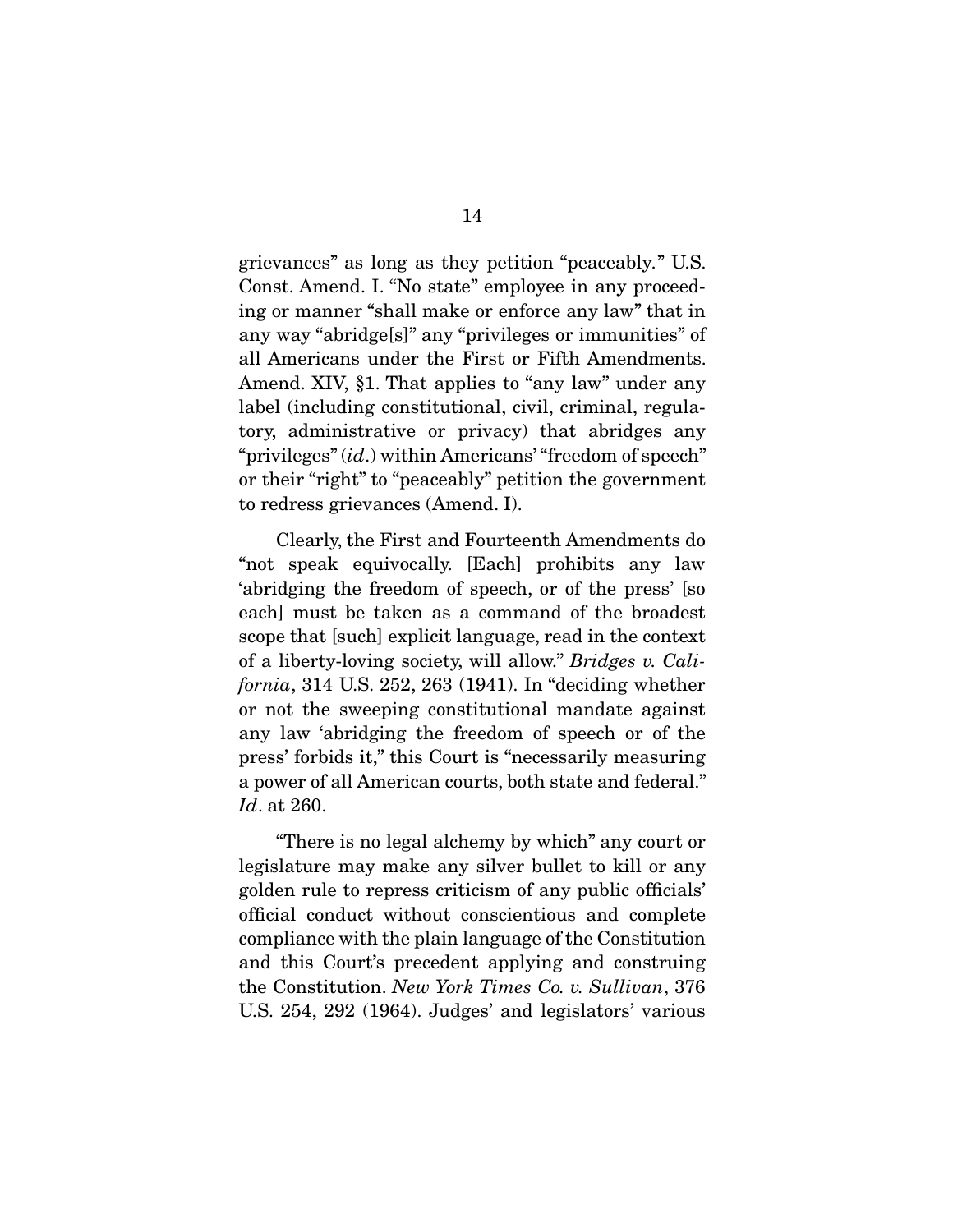grievances" as long as they petition "peaceably." U.S. Const. Amend. I. "No state" employee in any proceeding or manner "shall make or enforce any law" that in any way "abridge[s]" any "privileges or immunities" of all Americans under the First or Fifth Amendments. Amend. XIV, §1. That applies to "any law" under any label (including constitutional, civil, criminal, regulatory, administrative or privacy) that abridges any "privileges" (*id*.) within Americans' "freedom of speech" or their "right" to "peaceably" petition the government to redress grievances (Amend. I).

Clearly, the First and Fourteenth Amendments do "not speak equivocally. [Each] prohibits any law 'abridging the freedom of speech, or of the press' [so each] must be taken as a command of the broadest scope that [such] explicit language, read in the context of a liberty-loving society, will allow." *Bridges v. California*, 314 U.S. 252, 263 (1941). In "deciding whether or not the sweeping constitutional mandate against any law 'abridging the freedom of speech or of the press' forbids it," this Court is "necessarily measuring a power of all American courts, both state and federal." *Id*. at 260.

"There is no legal alchemy by which" any court or legislature may make any silver bullet to kill or any golden rule to repress criticism of any public officials' official conduct without conscientious and complete compliance with the plain language of the Constitution and this Court's precedent applying and construing the Constitution. *New York Times Co. v. Sullivan*, 376 U.S. 254, 292 (1964). Judges' and legislators' various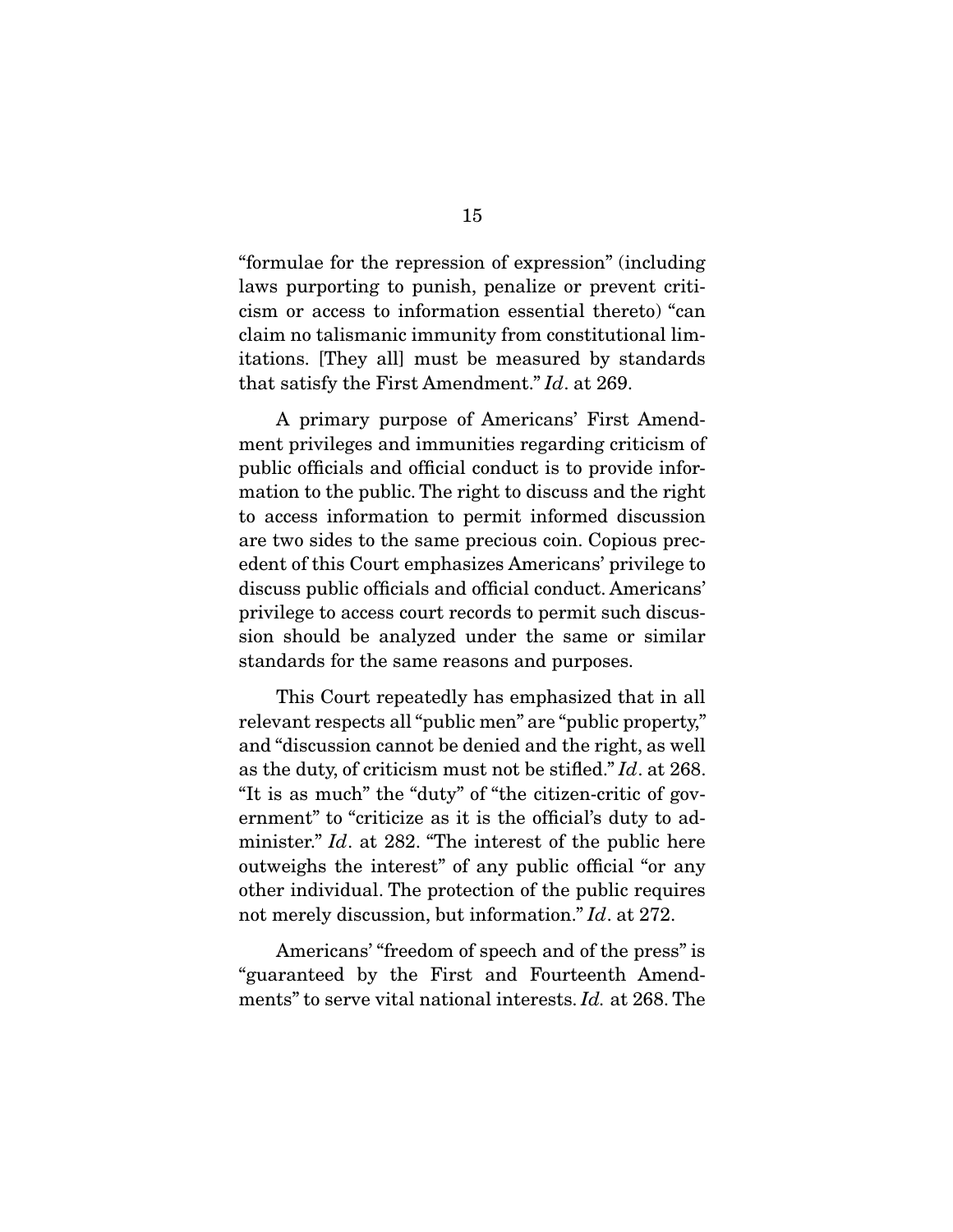"formulae for the repression of expression" (including laws purporting to punish, penalize or prevent criticism or access to information essential thereto) "can claim no talismanic immunity from constitutional limitations. [They all] must be measured by standards that satisfy the First Amendment." *Id*. at 269.

A primary purpose of Americans' First Amendment privileges and immunities regarding criticism of public officials and official conduct is to provide information to the public. The right to discuss and the right to access information to permit informed discussion are two sides to the same precious coin. Copious precedent of this Court emphasizes Americans' privilege to discuss public officials and official conduct. Americans' privilege to access court records to permit such discussion should be analyzed under the same or similar standards for the same reasons and purposes.

This Court repeatedly has emphasized that in all relevant respects all "public men" are "public property," and "discussion cannot be denied and the right, as well as the duty, of criticism must not be stifled." *Id*. at 268. "It is as much" the "duty" of "the citizen-critic of government" to "criticize as it is the official's duty to administer." *Id*. at 282. "The interest of the public here outweighs the interest" of any public official "or any other individual. The protection of the public requires not merely discussion, but information." *Id*. at 272.

Americans' "freedom of speech and of the press" is "guaranteed by the First and Fourteenth Amendments" to serve vital national interests. *Id.* at 268. The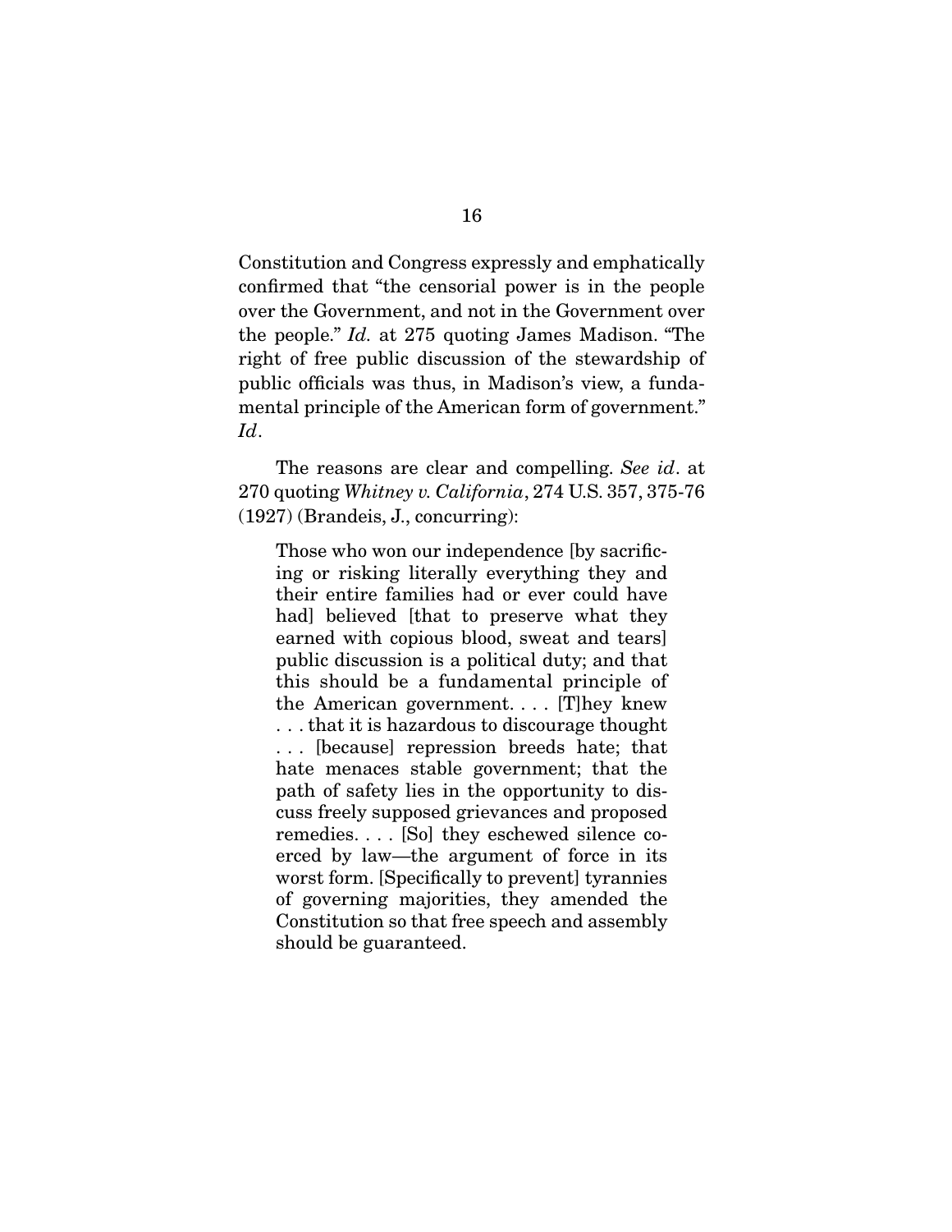Constitution and Congress expressly and emphatically confirmed that "the censorial power is in the people over the Government, and not in the Government over the people." *Id.* at 275 quoting James Madison. "The right of free public discussion of the stewardship of public officials was thus, in Madison's view, a fundamental principle of the American form of government." *Id*.

The reasons are clear and compelling. *See id*. at 270 quoting *Whitney v. California*, 274 U.S. 357, 375-76 (1927) (Brandeis, J., concurring):

> Those who won our independence [by sacrificing or risking literally everything they and their entire families had or ever could have had] believed [that to preserve what they earned with copious blood, sweat and tears] public discussion is a political duty; and that this should be a fundamental principle of the American government. . . . [T]hey knew . . . that it is hazardous to discourage thought . . . [because] repression breeds hate; that hate menaces stable government; that the path of safety lies in the opportunity to discuss freely supposed grievances and proposed remedies. . . . [So] they eschewed silence coerced by law—the argument of force in its worst form. [Specifically to prevent] tyrannies of governing majorities, they amended the Constitution so that free speech and assembly should be guaranteed.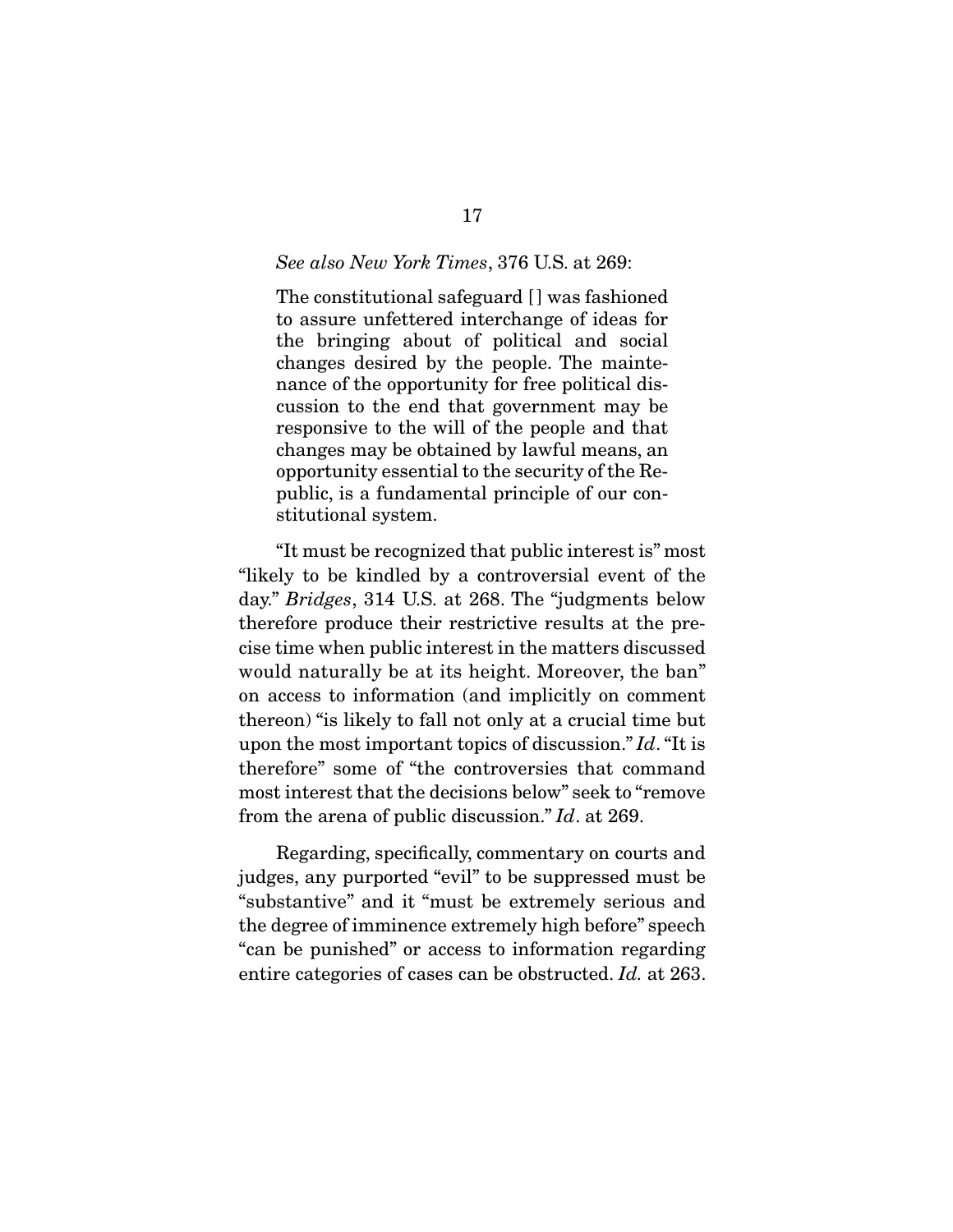*See also New York Times*, 376 U.S. at 269:

> The constitutional safeguard [] was fashioned to assure unfettered interchange of ideas for the bringing about of political and social changes desired by the people. The maintenance of the opportunity for free political discussion to the end that government may be responsive to the will of the people and that changes may be obtained by lawful means, an opportunity essential to the security of the Republic, is a fundamental principle of our constitutional system.

"It must be recognized that public interest is" most "likely to be kindled by a controversial event of the day." *Bridges*, 314 U.S. at 268. The "judgments below therefore produce their restrictive results at the precise time when public interest in the matters discussed would naturally be at its height. Moreover, the ban" on access to information (and implicitly on comment thereon) "is likely to fall not only at a crucial time but upon the most important topics of discussion." *Id*. "It is therefore" some of "the controversies that command most interest that the decisions below" seek to "remove from the arena of public discussion." *Id*. at 269.

Regarding, specifically, commentary on courts and judges, any purported "evil" to be suppressed must be "substantive" and it "must be extremely serious and the degree of imminence extremely high before" speech "can be punished" or access to information regarding entire categories of cases can be obstructed. *Id.* at 263.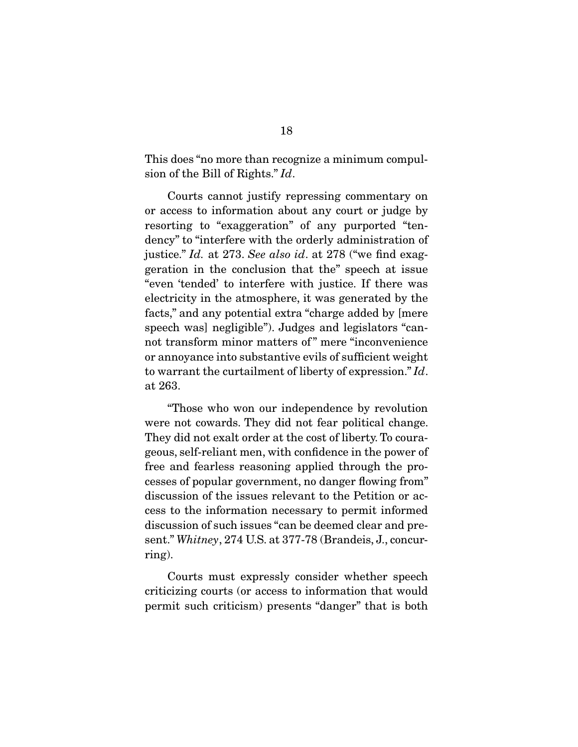This does "no more than recognize a minimum compulsion of the Bill of Rights." *Id*.

Courts cannot justify repressing commentary on or access to information about any court or judge by resorting to "exaggeration" of any purported "tendency" to "interfere with the orderly administration of justice." *Id.* at 273. *See also id*. at 278 ("we find exaggeration in the conclusion that the" speech at issue "even 'tended' to interfere with justice. If there was electricity in the atmosphere, it was generated by the facts," and any potential extra "charge added by [mere speech was] negligible"). Judges and legislators "cannot transform minor matters of" mere "inconvenience or annoyance into substantive evils of sufficient weight to warrant the curtailment of liberty of expression." *Id*. at 263.

"Those who won our independence by revolution were not cowards. They did not fear political change. They did not exalt order at the cost of liberty. To courageous, self-reliant men, with confidence in the power of free and fearless reasoning applied through the processes of popular government, no danger flowing from" discussion of the issues relevant to the Petition or access to the information necessary to permit informed discussion of such issues "can be deemed clear and present." *Whitney*, 274 U.S. at 377-78 (Brandeis, J., concurring).

Courts must expressly consider whether speech criticizing courts (or access to information that would permit such criticism) presents "danger" that is both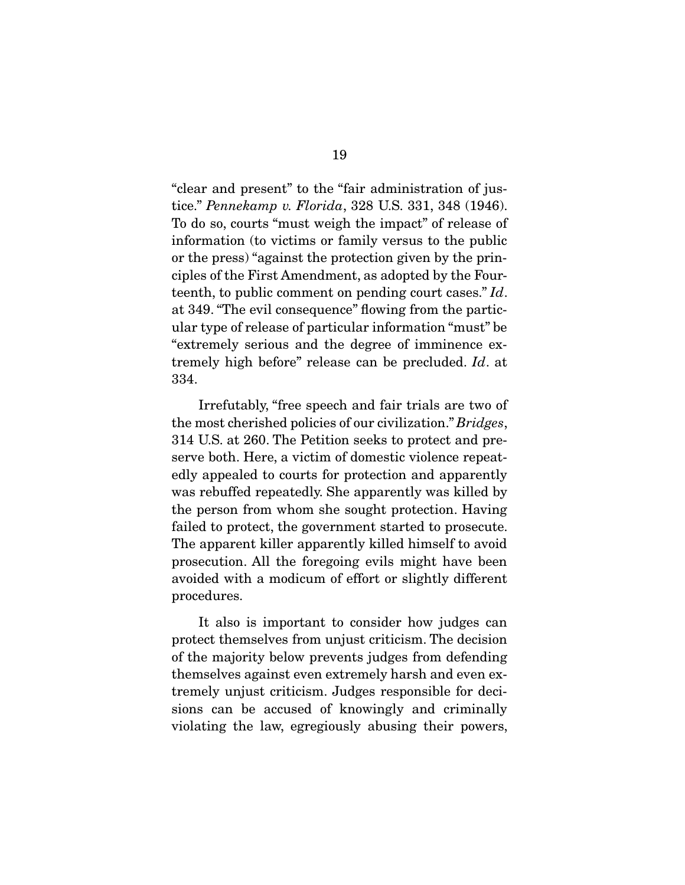"clear and present" to the "fair administration of justice." *Pennekamp v. Florida*, 328 U.S. 331, 348 (1946). To do so, courts "must weigh the impact" of release of information (to victims or family versus to the public or the press) "against the protection given by the principles of the First Amendment, as adopted by the Fourteenth, to public comment on pending court cases." *Id*. at 349. "The evil consequence" flowing from the particular type of release of particular information "must" be "extremely serious and the degree of imminence extremely high before" release can be precluded. *Id*. at 334.

Irrefutably, "free speech and fair trials are two of the most cherished policies of our civilization." *Bridges*, 314 U.S. at 260. The Petition seeks to protect and preserve both. Here, a victim of domestic violence repeatedly appealed to courts for protection and apparently was rebuffed repeatedly. She apparently was killed by the person from whom she sought protection. Having failed to protect, the government started to prosecute. The apparent killer apparently killed himself to avoid prosecution. All the foregoing evils might have been avoided with a modicum of effort or slightly different procedures.

It also is important to consider how judges can protect themselves from unjust criticism. The decision of the majority below prevents judges from defending themselves against even extremely harsh and even extremely unjust criticism. Judges responsible for decisions can be accused of knowingly and criminally violating the law, egregiously abusing their powers,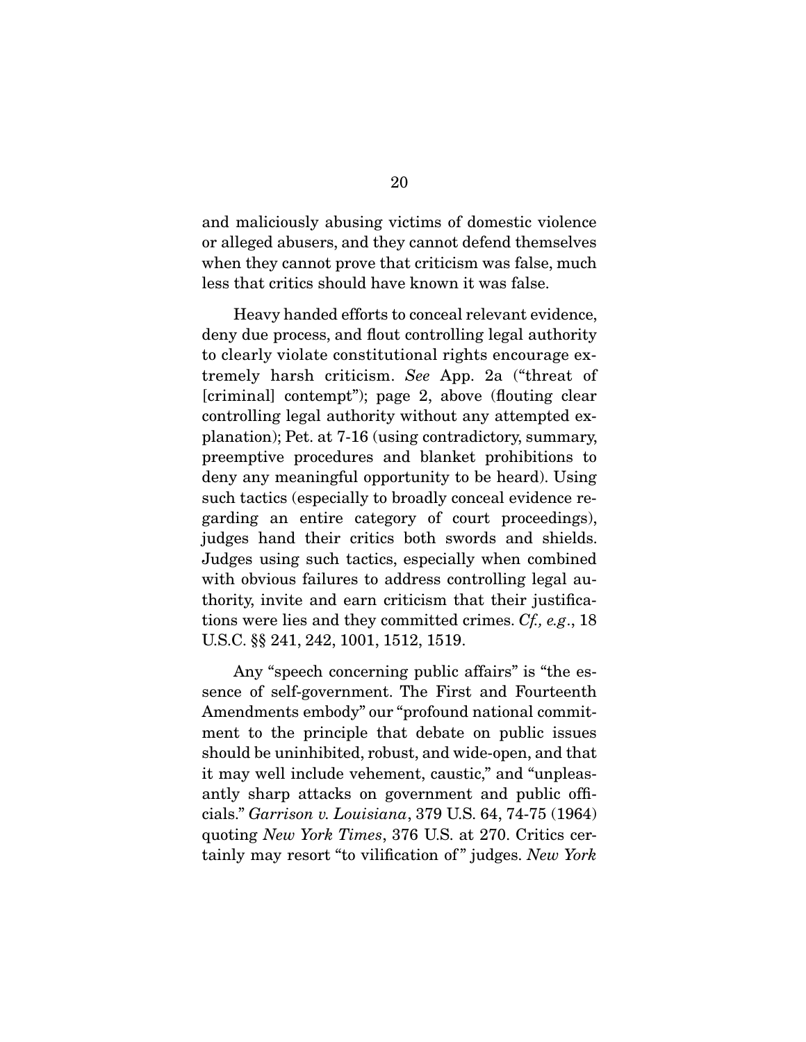and maliciously abusing victims of domestic violence or alleged abusers, and they cannot defend themselves when they cannot prove that criticism was false, much less that critics should have known it was false.

Heavy handed efforts to conceal relevant evidence, deny due process, and flout controlling legal authority to clearly violate constitutional rights encourage extremely harsh criticism. *See* App. 2a ("threat of [criminal] contempt"); page 2, above (flouting clear controlling legal authority without any attempted explanation); Pet. at 7-16 (using contradictory, summary, preemptive procedures and blanket prohibitions to deny any meaningful opportunity to be heard). Using such tactics (especially to broadly conceal evidence regarding an entire category of court proceedings), judges hand their critics both swords and shields. Judges using such tactics, especially when combined with obvious failures to address controlling legal authority, invite and earn criticism that their justifications were lies and they committed crimes. *Cf., e.g.*, 18 U.S.C. §§ 241, 242, 1001, 1512, 1519.

Any "speech concerning public affairs" is "the essence of self-government. The First and Fourteenth Amendments embody" our "profound national commitment to the principle that debate on public issues should be uninhibited, robust, and wide-open, and that it may well include vehement, caustic," and "unpleasantly sharp attacks on government and public officials." *Garrison v. Louisiana*, 379 U.S. 64, 74-75 (1964) quoting *New York Times*, 376 U.S. at 270. Critics certainly may resort "to vilification of" judges. *New York*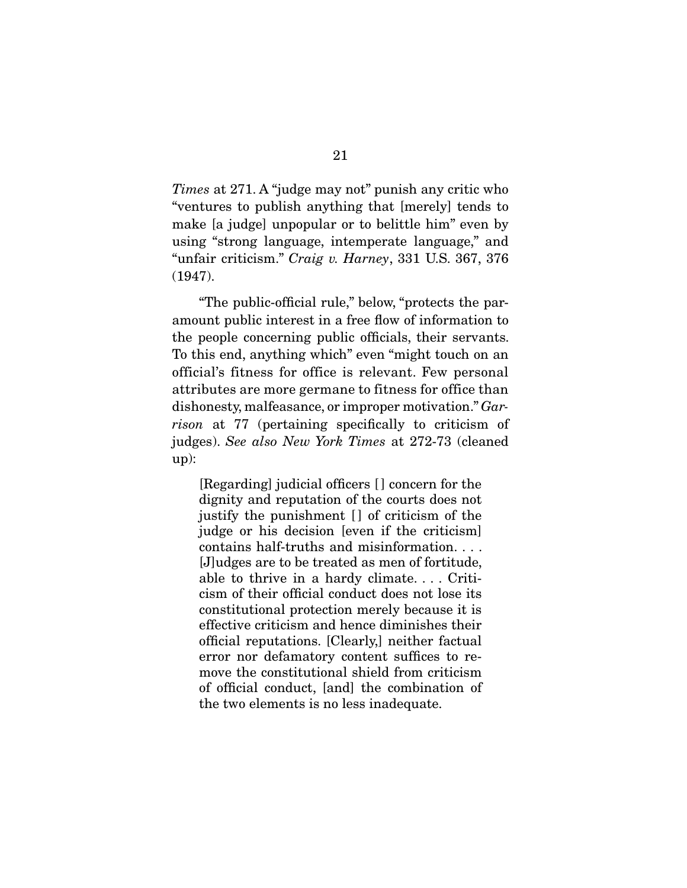*Times* at 271. A "judge may not" punish any critic who "ventures to publish anything that [merely] tends to make [a judge] unpopular or to belittle him" even by using "strong language, intemperate language," and "unfair criticism." *Craig v. Harney*, 331 U.S. 367, 376 (1947).

"The public-official rule," below, "protects the paramount public interest in a free flow of information to the people concerning public officials, their servants. To this end, anything which" even "might touch on an official's fitness for office is relevant. Few personal attributes are more germane to fitness for office than dishonesty, malfeasance, or improper motivation." *Garrison* at 77 (pertaining specifically to criticism of judges). *See also New York Times* at 272-73 (cleaned up):

> [Regarding] judicial officers [] concern for the dignity and reputation of the courts does not justify the punishment [] of criticism of the judge or his decision [even if the criticism] contains half-truths and misinformation. . . . [J]udges are to be treated as men of fortitude, able to thrive in a hardy climate. . . . Criticism of their official conduct does not lose its constitutional protection merely because it is effective criticism and hence diminishes their official reputations. [Clearly,] neither factual error nor defamatory content suffices to remove the constitutional shield from criticism of official conduct, [and] the combination of the two elements is no less inadequate.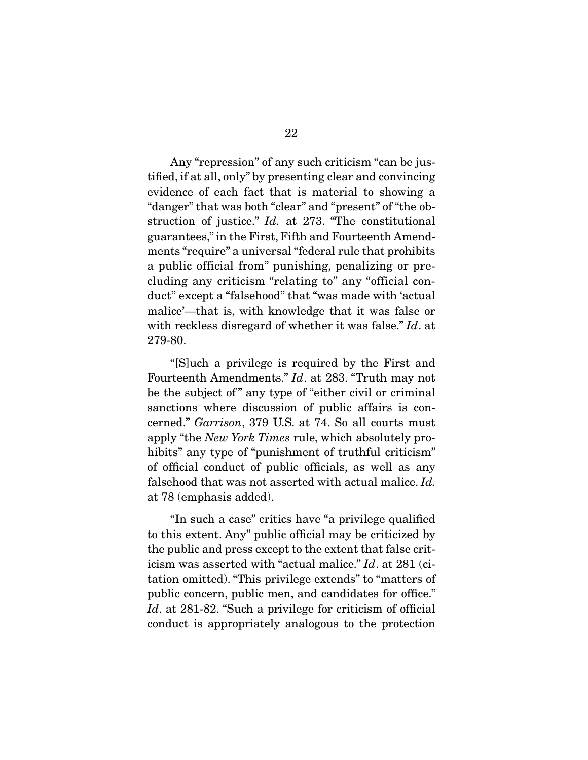Any "repression" of any such criticism "can be justified, if at all, only" by presenting clear and convincing evidence of each fact that is material to showing a "danger" that was both "clear" and "present" of "the obstruction of justice." *Id.* at 273. "The constitutional guarantees," in the First, Fifth and Fourteenth Amendments "require" a universal "federal rule that prohibits a public official from" punishing, penalizing or precluding any criticism "relating to" any "official conduct" except a "falsehood" that "was made with 'actual malice'—that is, with knowledge that it was false or with reckless disregard of whether it was false." *Id*. at 279-80.

"[S]uch a privilege is required by the First and Fourteenth Amendments." *Id*. at 283. "Truth may not be the subject of" any type of "either civil or criminal sanctions where discussion of public affairs is concerned." *Garrison*, 379 U.S. at 74. So all courts must apply "the *New York Times* rule, which absolutely prohibits" any type of "punishment of truthful criticism" of official conduct of public officials, as well as any falsehood that was not asserted with actual malice. *Id.* at 78 (emphasis added).

"In such a case" critics have "a privilege qualified to this extent. Any" public official may be criticized by the public and press except to the extent that false criticism was asserted with "actual malice." *Id*. at 281 (citation omitted). "This privilege extends" to "matters of public concern, public men, and candidates for office." *Id*. at 281-82. "Such a privilege for criticism of official conduct is appropriately analogous to the protection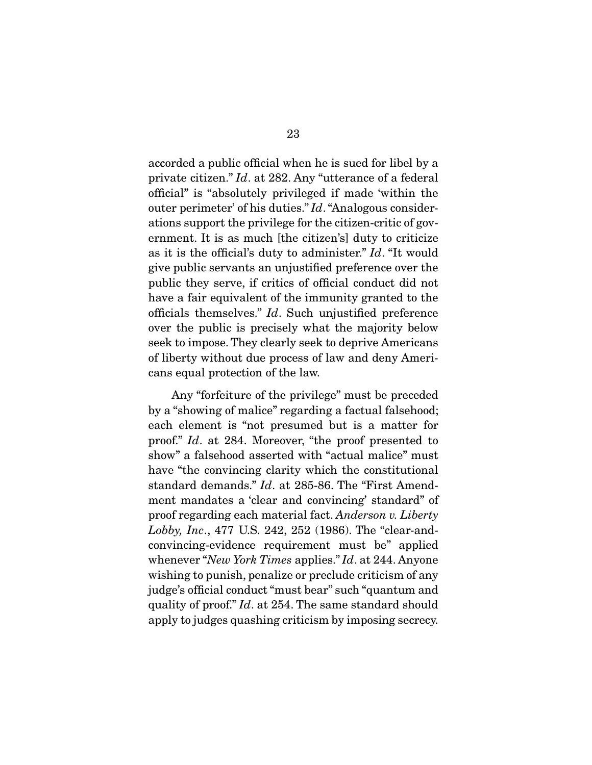accorded a public official when he is sued for libel by a private citizen." *Id*. at 282. Any "utterance of a federal official" is "absolutely privileged if made 'within the outer perimeter' of his duties." *Id*. "Analogous considerations support the privilege for the citizen-critic of government. It is as much [the citizen's] duty to criticize as it is the official's duty to administer." *Id*. "It would give public servants an unjustified preference over the public they serve, if critics of official conduct did not have a fair equivalent of the immunity granted to the officials themselves." *Id*. Such unjustified preference over the public is precisely what the majority below seek to impose. They clearly seek to deprive Americans of liberty without due process of law and deny Americans equal protection of the law.

Any "forfeiture of the privilege" must be preceded by a "showing of malice" regarding a factual falsehood; each element is "not presumed but is a matter for proof." *Id*. at 284. Moreover, "the proof presented to show" a falsehood asserted with "actual malice" must have "the convincing clarity which the constitutional standard demands." *Id*. at 285-86. The "First Amendment mandates a 'clear and convincing' standard" of proof regarding each material fact. *Anderson v. Liberty Lobby, Inc*., 477 U.S. 242, 252 (1986). The "clear-and-convincing-evidence requirement must be" applied whenever "*New York Times* applies." *Id*. at 244. Anyone wishing to punish, penalize or preclude criticism of any judge's official conduct "must bear" such "quantum and quality of proof." *Id*. at 254. The same standard should apply to judges quashing criticism by imposing secrecy.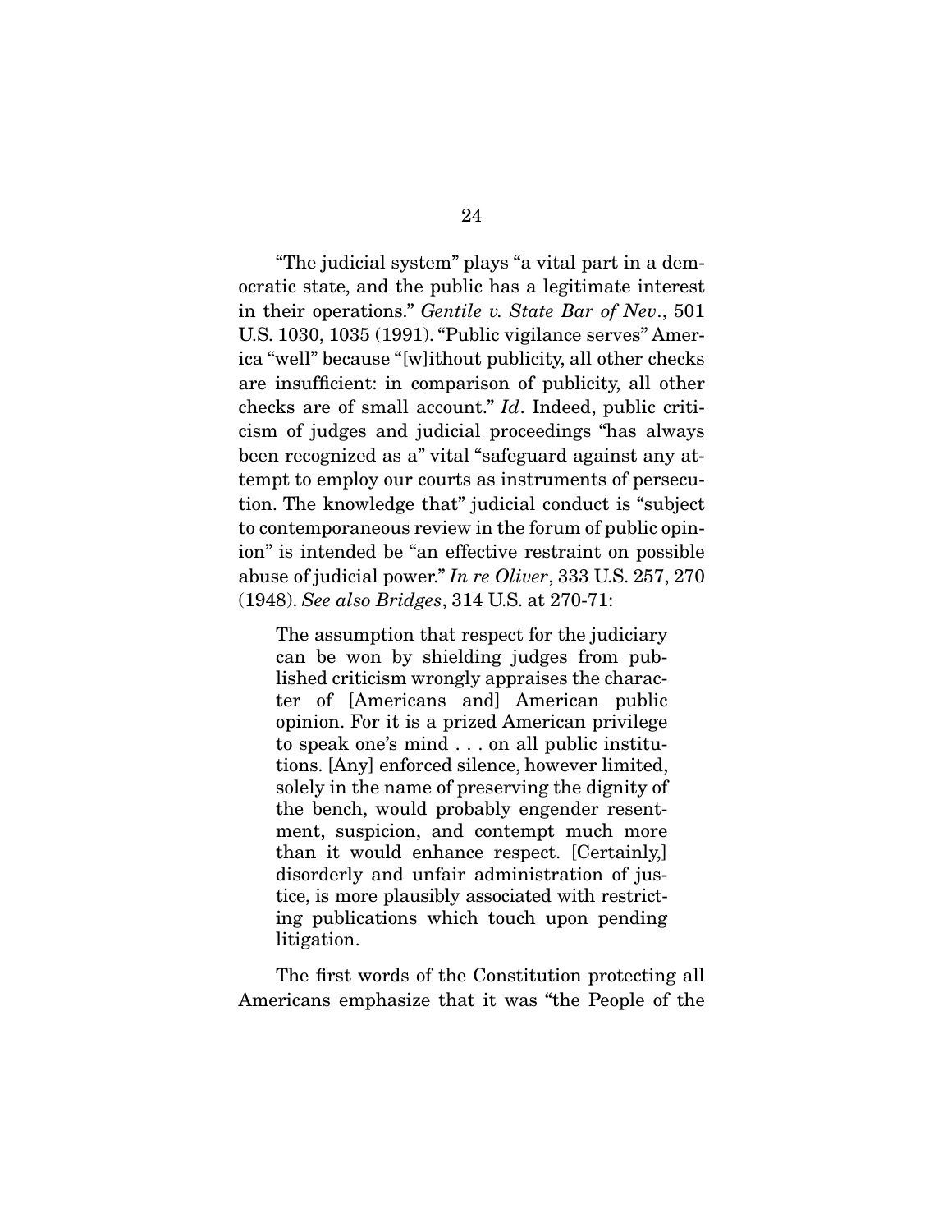"The judicial system" plays "a vital part in a democratic state, and the public has a legitimate interest in their operations." *Gentile v. State Bar of Nev*., 501 U.S. 1030, 1035 (1991). "Public vigilance serves" America "well" because "[w]ithout publicity, all other checks are insufficient: in comparison of publicity, all other checks are of small account." *Id*. Indeed, public criticism of judges and judicial proceedings "has always been recognized as a" vital "safeguard against any attempt to employ our courts as instruments of persecution. The knowledge that" judicial conduct is "subject to contemporaneous review in the forum of public opinion" is intended be "an effective restraint on possible abuse of judicial power." *In re Oliver*, 333 U.S. 257, 270 (1948). *See also Bridges*, 314 U.S. at 270-71:

> The assumption that respect for the judiciary can be won by shielding judges from published criticism wrongly appraises the character of [Americans and] American public opinion. For it is a prized American privilege to speak one's mind . . . on all public institutions. [Any] enforced silence, however limited, solely in the name of preserving the dignity of the bench, would probably engender resentment, suspicion, and contempt much more than it would enhance respect. [Certainly,] disorderly and unfair administration of justice, is more plausibly associated with restricting publications which touch upon pending litigation.

The first words of the Constitution protecting all Americans emphasize that it was "the People of the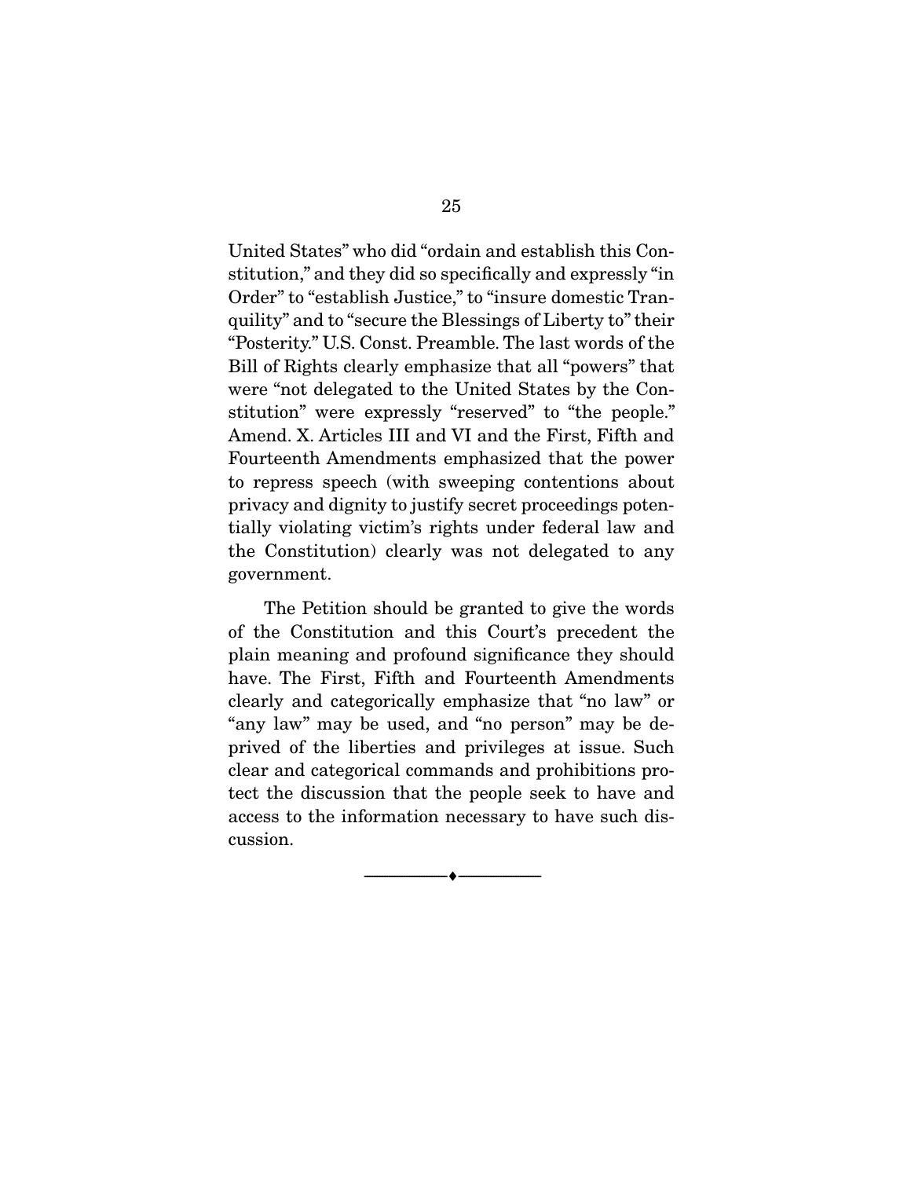United States" who did "ordain and establish this Constitution," and they did so specifically and expressly "in Order" to "establish Justice," to "insure domestic Tranquility" and to "secure the Blessings of Liberty to" their "Posterity." U.S. Const. Preamble. The last words of the Bill of Rights clearly emphasize that all "powers" that were "not delegated to the United States by the Constitution" were expressly "reserved" to "the people." Amend. X. Articles III and VI and the First, Fifth and Fourteenth Amendments emphasized that the power to repress speech (with sweeping contentions about privacy and dignity to justify secret proceedings potentially violating victim's rights under federal law and the Constitution) clearly was not delegated to any government.

The Petition should be granted to give the words of the Constitution and this Court's precedent the plain meaning and profound significance they should have. The First, Fifth and Fourteenth Amendments clearly and categorically emphasize that "no law" or "any law" may be used, and "no person" may be deprived of the liberties and privileges at issue. Such clear and categorical commands and prohibitions protect the discussion that the people seek to have and access to the information necessary to have such discussion.

---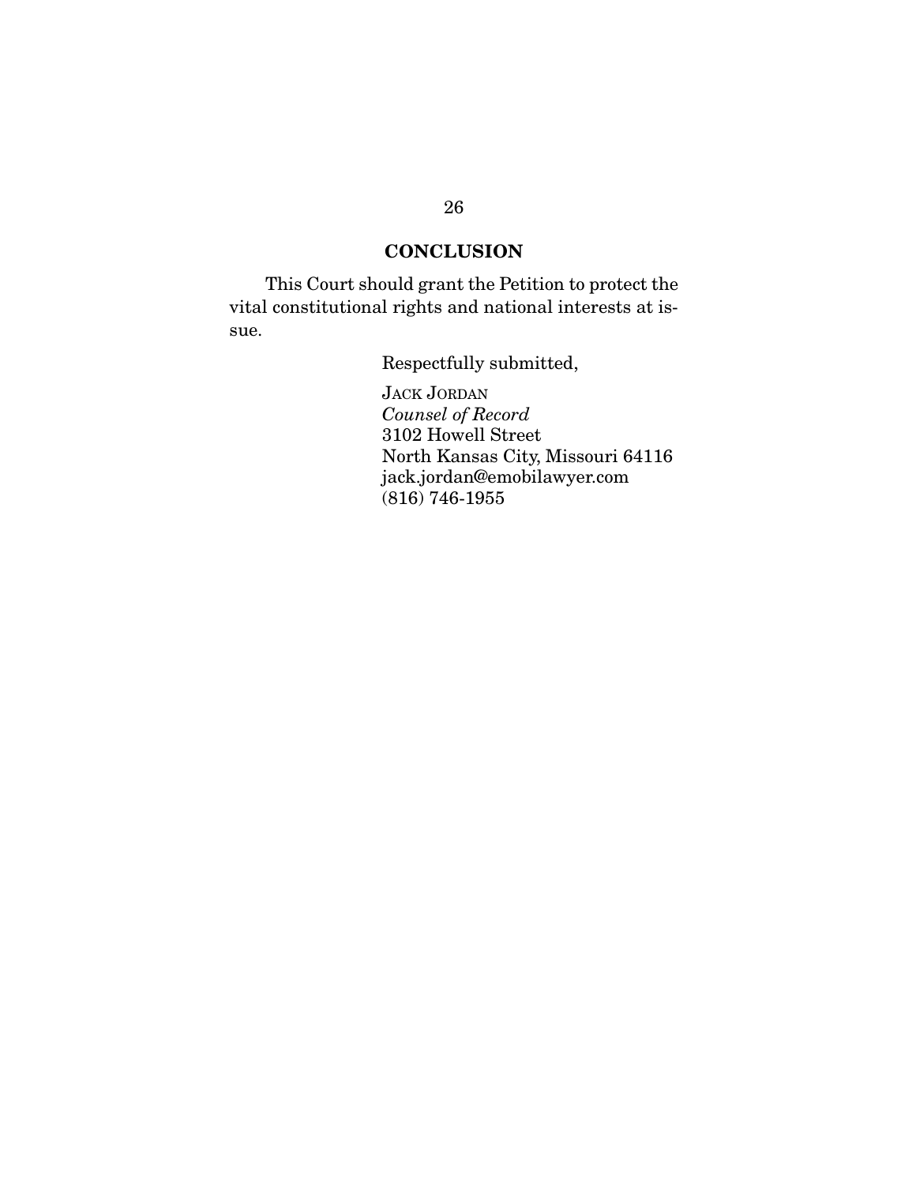## CONCLUSION

This Court should grant the Petition to protect the vital constitutional rights and national interests at issue.

Respectfully submitted,

JACK JORDAN
*Counsel of Record*
3102 Howell Street
North Kansas City, Missouri 64116
jack.jordan@emobilawyer.com
(816) 746-1955